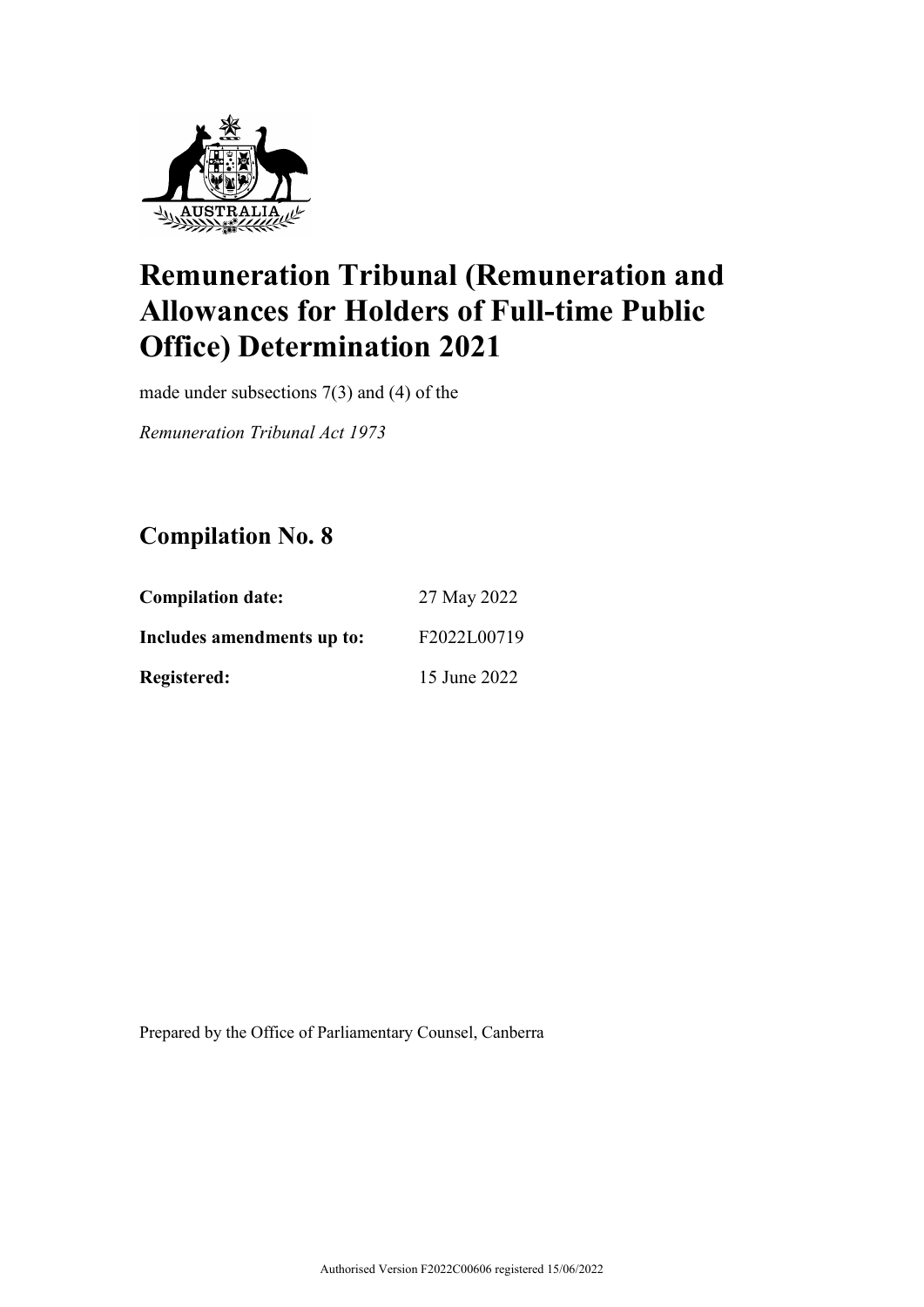# Remuneration Tribunal (Remuneration and Allowances for Holders of Full-time Public Office) Determination 2021

made under subsections 7(3) and (4) of the

*Remuneration Tribunal Act 1973*

## Compilation No. 8

| | |
|---|---|
| **Compilation date:** | 27 May 2022 |
| **Includes amendments up to:** | F2022L00719 |
| **Registered:** | 15 June 2022 |

Prepared by the Office of Parliamentary Counsel, Canberra

Authorised Version F2022C00606 registered 15/06/2022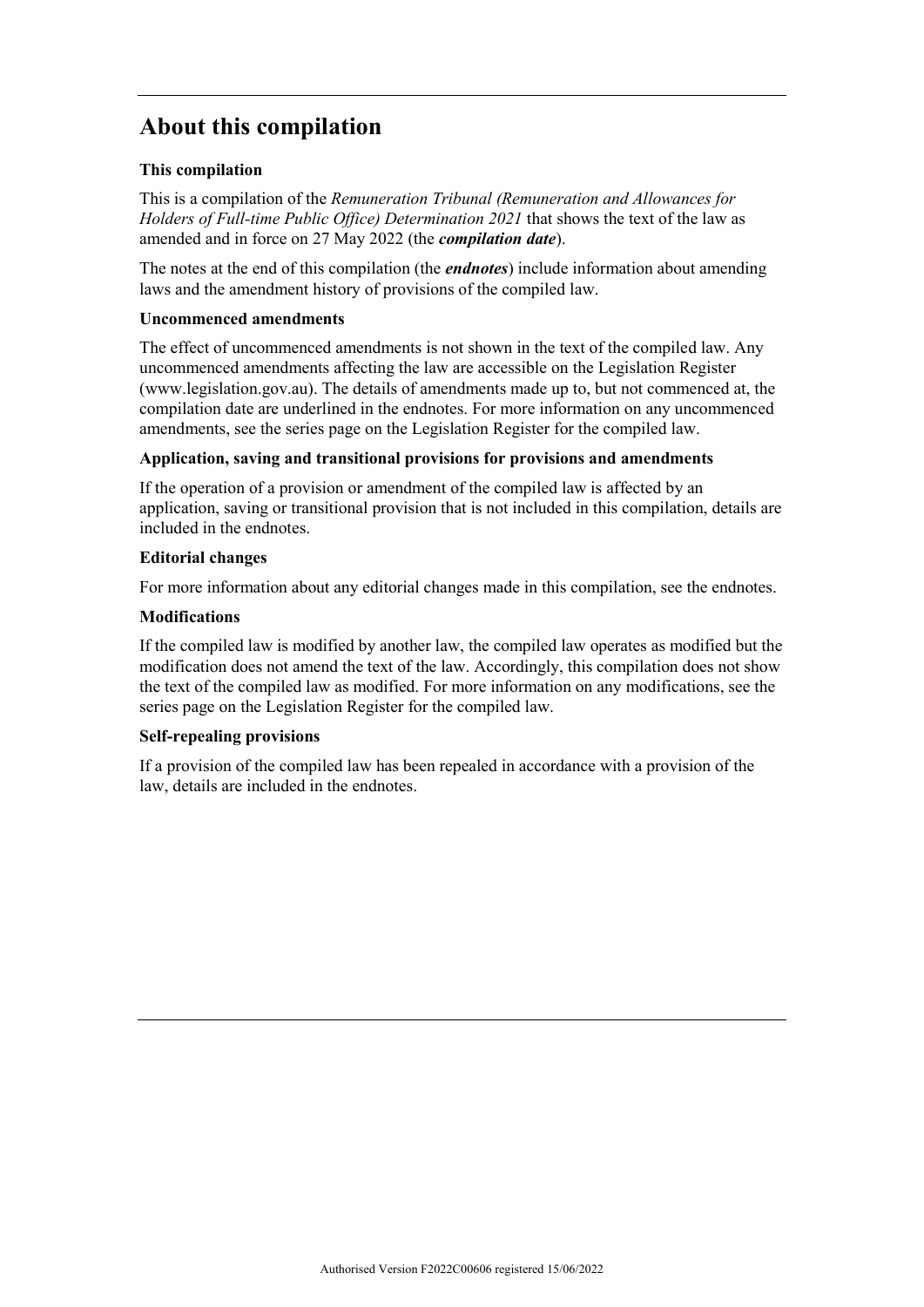## About this compilation

### This compilation

This is a compilation of the *Remuneration Tribunal (Remuneration and Allowances for Holders of Full-time Public Office) Determination 2021* that shows the text of the law as amended and in force on 27 May 2022 (the ***compilation date***).

The notes at the end of this compilation (the ***endnotes***) include information about amending laws and the amendment history of provisions of the compiled law.

### Uncommenced amendments

The effect of uncommenced amendments is not shown in the text of the compiled law. Any uncommenced amendments affecting the law are accessible on the Legislation Register (www.legislation.gov.au). The details of amendments made up to, but not commenced at, the compilation date are underlined in the endnotes. For more information on any uncommenced amendments, see the series page on the Legislation Register for the compiled law.

### Application, saving and transitional provisions for provisions and amendments

If the operation of a provision or amendment of the compiled law is affected by an application, saving or transitional provision that is not included in this compilation, details are included in the endnotes.

### Editorial changes

For more information about any editorial changes made in this compilation, see the endnotes.

### Modifications

If the compiled law is modified by another law, the compiled law operates as modified but the modification does not amend the text of the law. Accordingly, this compilation does not show the text of the compiled law as modified. For more information on any modifications, see the series page on the Legislation Register for the compiled law.

### Self-repealing provisions

If a provision of the compiled law has been repealed in accordance with a provision of the law, details are included in the endnotes.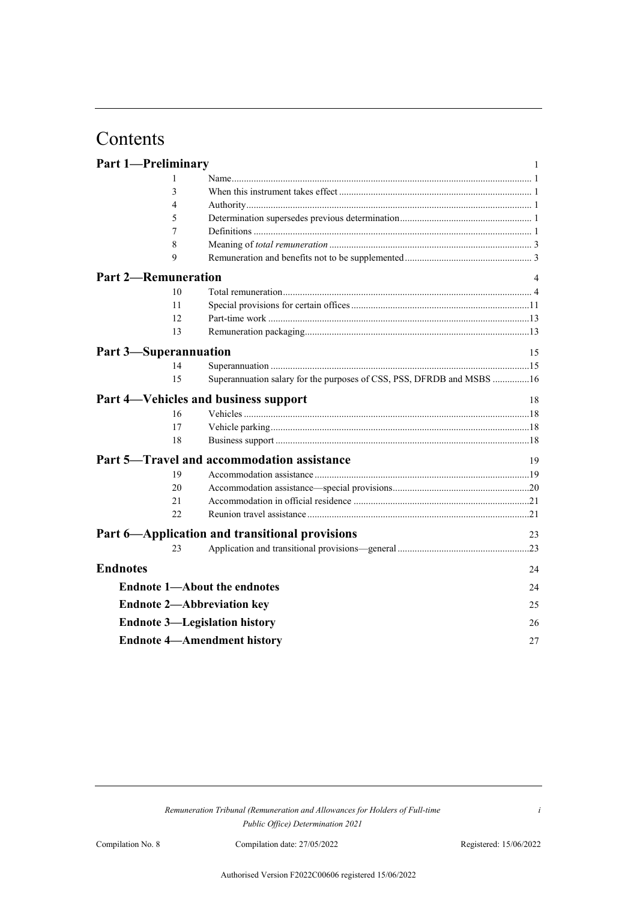# Contents

| | | |
|---|---|---|
| **Part 1—Preliminary** | | 1 |
| 1 | Name | 1 |
| 3 | When this instrument takes effect | 1 |
| 4 | Authority | 1 |
| 5 | Determination supersedes previous determination | 1 |
| 7 | Definitions | 1 |
| 8 | Meaning of *total remuneration* | 3 |
| 9 | Remuneration and benefits not to be supplemented | 3 |
| **Part 2—Remuneration** | | 4 |
| 10 | Total remuneration | 4 |
| 11 | Special provisions for certain offices | 11 |
| 12 | Part-time work | 13 |
| 13 | Remuneration packaging | 13 |
| **Part 3—Superannuation** | | 15 |
| 14 | Superannuation | 15 |
| 15 | Superannuation salary for the purposes of CSS, PSS, DFRDB and MSBS | 16 |
| **Part 4—Vehicles and business support** | | 18 |
| 16 | Vehicles | 18 |
| 17 | Vehicle parking | 18 |
| 18 | Business support | 18 |
| **Part 5—Travel and accommodation assistance** | | 19 |
| 19 | Accommodation assistance | 19 |
| 20 | Accommodation assistance—special provisions | 20 |
| 21 | Accommodation in official residence | 21 |
| 22 | Reunion travel assistance | 21 |
| **Part 6—Application and transitional provisions** | | 23 |
| 23 | Application and transitional provisions—general | 23 |
| **Endnotes** | | 24 |
| **Endnote 1—About the endnotes** | | 24 |
| **Endnote 2—Abbreviation key** | | 25 |
| **Endnote 3—Legislation history** | | 26 |
| **Endnote 4—Amendment history** | | 27 |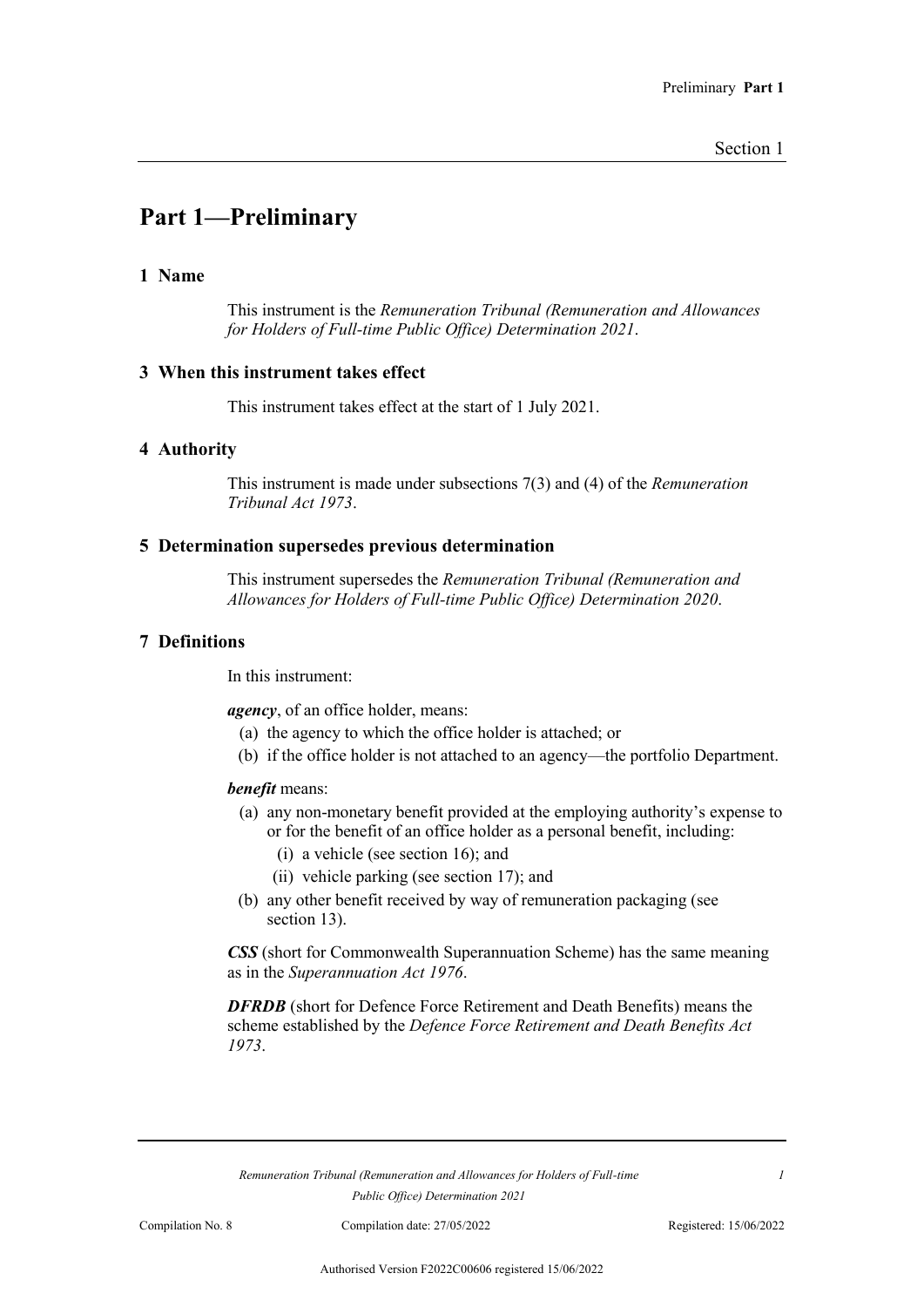# Part 1—Preliminary

## 1 Name

This instrument is the *Remuneration Tribunal (Remuneration and Allowances for Holders of Full-time Public Office) Determination 2021*.

## 3 When this instrument takes effect

This instrument takes effect at the start of 1 July 2021.

## 4 Authority

This instrument is made under subsections 7(3) and (4) of the *Remuneration Tribunal Act 1973*.

## 5 Determination supersedes previous determination

This instrument supersedes the *Remuneration Tribunal (Remuneration and Allowances for Holders of Full-time Public Office) Determination 2020*.

## 7 Definitions

In this instrument:

***agency***, of an office holder, means:

- (a) the agency to which the office holder is attached; or
- (b) if the office holder is not attached to an agency—the portfolio Department.

***benefit*** means:

- (a) any non-monetary benefit provided at the employing authority's expense to or for the benefit of an office holder as a personal benefit, including:
  - (i) a vehicle (see section 16); and
  - (ii) vehicle parking (see section 17); and
- (b) any other benefit received by way of remuneration packaging (see section 13).

***CSS*** (short for Commonwealth Superannuation Scheme) has the same meaning as in the *Superannuation Act 1976*.

***DFRDB*** (short for Defence Force Retirement and Death Benefits) means the scheme established by the *Defence Force Retirement and Death Benefits Act 1973*.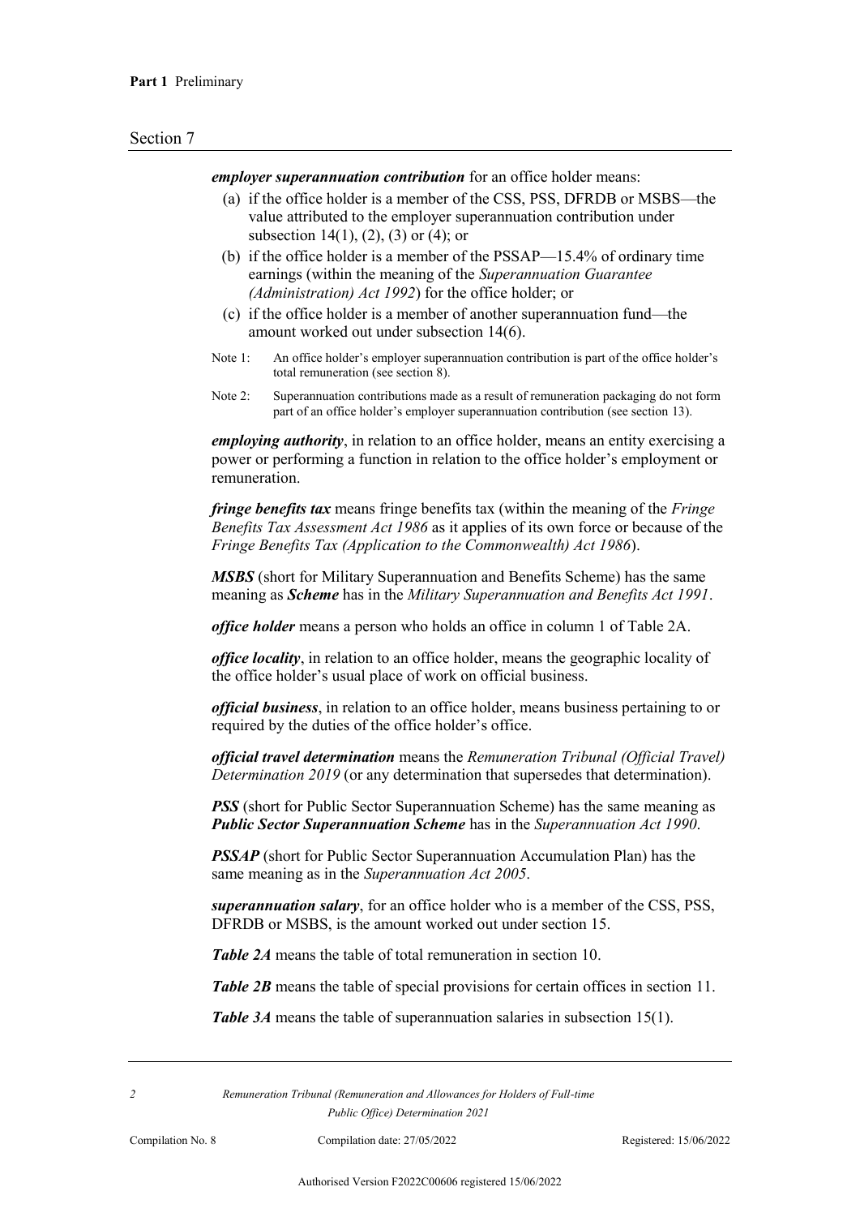***employer superannuation contribution*** for an office holder means:

(a) if the office holder is a member of the CSS, PSS, DFRDB or MSBS—the value attributed to the employer superannuation contribution under subsection 14(1), (2), (3) or (4); or

(b) if the office holder is a member of the PSSAP—15.4% of ordinary time earnings (within the meaning of the *Superannuation Guarantee (Administration) Act 1992*) for the office holder; or

(c) if the office holder is a member of another superannuation fund—the amount worked out under subsection 14(6).

Note 1: An office holder's employer superannuation contribution is part of the office holder's total remuneration (see section 8).

Note 2: Superannuation contributions made as a result of remuneration packaging do not form part of an office holder's employer superannuation contribution (see section 13).

***employing authority***, in relation to an office holder, means an entity exercising a power or performing a function in relation to the office holder's employment or remuneration.

***fringe benefits tax*** means fringe benefits tax (within the meaning of the *Fringe Benefits Tax Assessment Act 1986* as it applies of its own force or because of the *Fringe Benefits Tax (Application to the Commonwealth) Act 1986*).

***MSBS*** (short for Military Superannuation and Benefits Scheme) has the same meaning as ***Scheme*** has in the *Military Superannuation and Benefits Act 1991*.

***office holder*** means a person who holds an office in column 1 of Table 2A.

***office locality***, in relation to an office holder, means the geographic locality of the office holder's usual place of work on official business.

***official business***, in relation to an office holder, means business pertaining to or required by the duties of the office holder's office.

***official travel determination*** means the *Remuneration Tribunal (Official Travel) Determination 2019* (or any determination that supersedes that determination).

***PSS*** (short for Public Sector Superannuation Scheme) has the same meaning as ***Public Sector Superannuation Scheme*** has in the *Superannuation Act 1990*.

***PSSAP*** (short for Public Sector Superannuation Accumulation Plan) has the same meaning as in the *Superannuation Act 2005*.

***superannuation salary***, for an office holder who is a member of the CSS, PSS, DFRDB or MSBS, is the amount worked out under section 15.

***Table 2A*** means the table of total remuneration in section 10.

***Table 2B*** means the table of special provisions for certain offices in section 11.

***Table 3A*** means the table of superannuation salaries in subsection 15(1).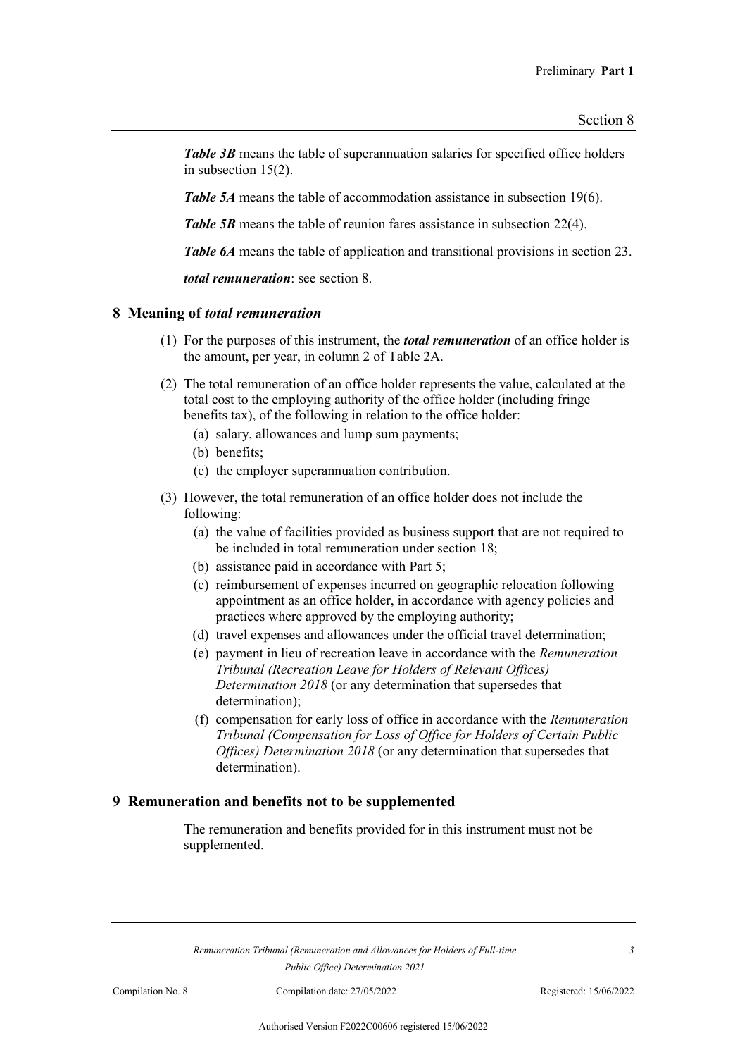***Table 3B*** means the table of superannuation salaries for specified office holders in subsection 15(2).

***Table 5A*** means the table of accommodation assistance in subsection 19(6).

***Table 5B*** means the table of reunion fares assistance in subsection 22(4).

***Table 6A*** means the table of application and transitional provisions in section 23.

***total remuneration***: see section 8.

## 8 Meaning of *total remuneration*

(1) For the purposes of this instrument, the ***total remuneration*** of an office holder is the amount, per year, in column 2 of Table 2A.

(2) The total remuneration of an office holder represents the value, calculated at the total cost to the employing authority of the office holder (including fringe benefits tax), of the following in relation to the office holder:

- (a) salary, allowances and lump sum payments;
- (b) benefits;
- (c) the employer superannuation contribution.

(3) However, the total remuneration of an office holder does not include the following:

- (a) the value of facilities provided as business support that are not required to be included in total remuneration under section 18;
- (b) assistance paid in accordance with Part 5;
- (c) reimbursement of expenses incurred on geographic relocation following appointment as an office holder, in accordance with agency policies and practices where approved by the employing authority;
- (d) travel expenses and allowances under the official travel determination;
- (e) payment in lieu of recreation leave in accordance with the *Remuneration Tribunal (Recreation Leave for Holders of Relevant Offices) Determination 2018* (or any determination that supersedes that determination);
- (f) compensation for early loss of office in accordance with the *Remuneration Tribunal (Compensation for Loss of Office for Holders of Certain Public Offices) Determination 2018* (or any determination that supersedes that determination).

## 9 Remuneration and benefits not to be supplemented

The remuneration and benefits provided for in this instrument must not be supplemented.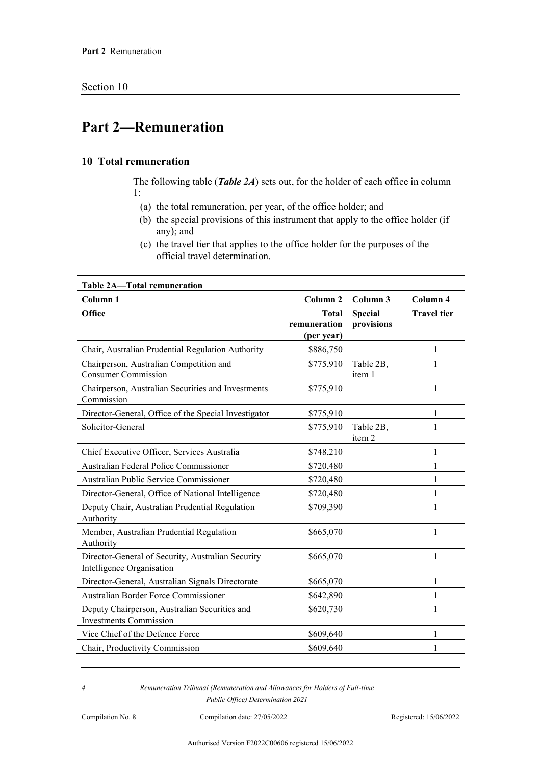## Part 2—Remuneration

### 10 Total remuneration

The following table (***Table 2A***) sets out, for the holder of each office in column 1:

(a) the total remuneration, per year, of the office holder; and

(b) the special provisions of this instrument that apply to the office holder (if any); and

(c) the travel tier that applies to the office holder for the purposes of the official travel determination.

**Table 2A—Total remuneration**

| Column 1<br>Office | Column 2<br>Total remuneration (per year) | Column 3<br>Special provisions | Column 4<br>Travel tier |
|---|---|---|---|
| Chair, Australian Prudential Regulation Authority | $886,750 | | 1 |
| Chairperson, Australian Competition and Consumer Commission | $775,910 | Table 2B, item 1 | 1 |
| Chairperson, Australian Securities and Investments Commission | $775,910 | | 1 |
| Director-General, Office of the Special Investigator | $775,910 | | 1 |
| Solicitor-General | $775,910 | Table 2B, item 2 | 1 |
| Chief Executive Officer, Services Australia | $748,210 | | 1 |
| Australian Federal Police Commissioner | $720,480 | | 1 |
| Australian Public Service Commissioner | $720,480 | | 1 |
| Director-General, Office of National Intelligence | $720,480 | | 1 |
| Deputy Chair, Australian Prudential Regulation Authority | $709,390 | | 1 |
| Member, Australian Prudential Regulation Authority | $665,070 | | 1 |
| Director-General of Security, Australian Security Intelligence Organisation | $665,070 | | 1 |
| Director-General, Australian Signals Directorate | $665,070 | | 1 |
| Australian Border Force Commissioner | $642,890 | | 1 |
| Deputy Chairperson, Australian Securities and Investments Commission | $620,730 | | 1 |
| Vice Chief of the Defence Force | $609,640 | | 1 |
| Chair, Productivity Commission | $609,640 | | 1 |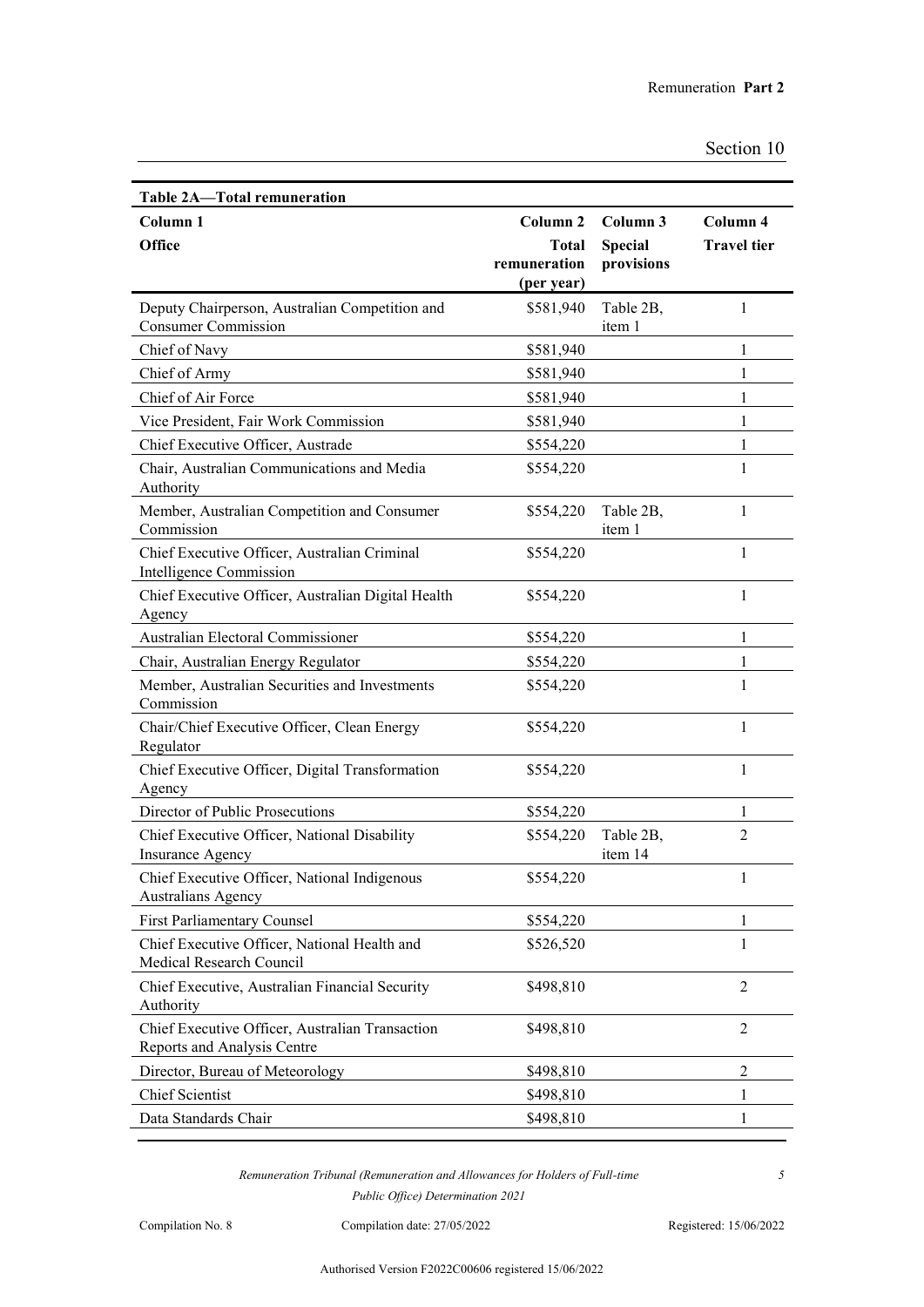| Table 2A—Total remuneration | | | |
|---|---|---|---|
| Column 1<br>Office | Column 2<br>Total remuneration (per year) | Column 3<br>Special provisions | Column 4<br>Travel tier |
| Deputy Chairperson, Australian Competition and Consumer Commission | $581,940 | Table 2B, item 1 | 1 |
| Chief of Navy | $581,940 | | 1 |
| Chief of Army | $581,940 | | 1 |
| Chief of Air Force | $581,940 | | 1 |
| Vice President, Fair Work Commission | $581,940 | | 1 |
| Chief Executive Officer, Austrade | $554,220 | | 1 |
| Chair, Australian Communications and Media Authority | $554,220 | | 1 |
| Member, Australian Competition and Consumer Commission | $554,220 | Table 2B, item 1 | 1 |
| Chief Executive Officer, Australian Criminal Intelligence Commission | $554,220 | | 1 |
| Chief Executive Officer, Australian Digital Health Agency | $554,220 | | 1 |
| Australian Electoral Commissioner | $554,220 | | 1 |
| Chair, Australian Energy Regulator | $554,220 | | 1 |
| Member, Australian Securities and Investments Commission | $554,220 | | 1 |
| Chair/Chief Executive Officer, Clean Energy Regulator | $554,220 | | 1 |
| Chief Executive Officer, Digital Transformation Agency | $554,220 | | 1 |
| Director of Public Prosecutions | $554,220 | | 1 |
| Chief Executive Officer, National Disability Insurance Agency | $554,220 | Table 2B, item 14 | 2 |
| Chief Executive Officer, National Indigenous Australians Agency | $554,220 | | 1 |
| First Parliamentary Counsel | $554,220 | | 1 |
| Chief Executive Officer, National Health and Medical Research Council | $526,520 | | 1 |
| Chief Executive, Australian Financial Security Authority | $498,810 | | 2 |
| Chief Executive Officer, Australian Transaction Reports and Analysis Centre | $498,810 | | 2 |
| Director, Bureau of Meteorology | $498,810 | | 2 |
| Chief Scientist | $498,810 | | 1 |
| Data Standards Chair | $498,810 | | 1 |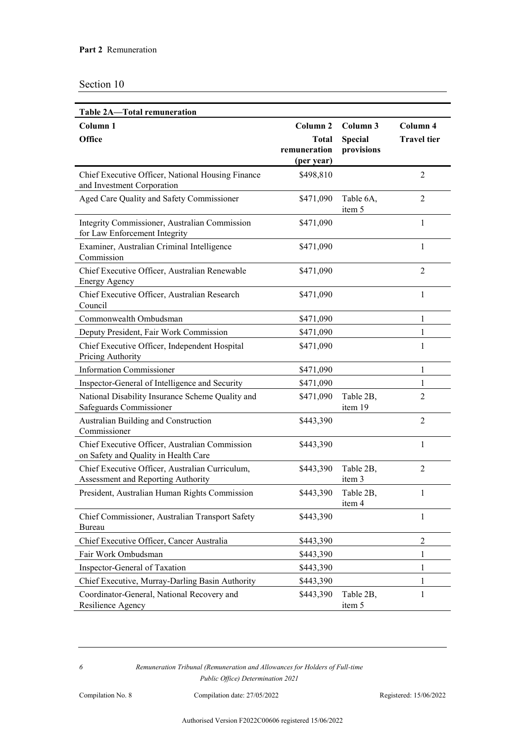**Part 2** Remuneration

Section 10

**Table 2A—Total remuneration**

| Column 1<br>Office | Column 2<br>Total remuneration (per year) | Column 3<br>Special provisions | Column 4<br>Travel tier |
|---|---|---|---|
| Chief Executive Officer, National Housing Finance and Investment Corporation | $498,810 | | 2 |
| Aged Care Quality and Safety Commissioner | $471,090 | Table 6A, item 5 | 2 |
| Integrity Commissioner, Australian Commission for Law Enforcement Integrity | $471,090 | | 1 |
| Examiner, Australian Criminal Intelligence Commission | $471,090 | | 1 |
| Chief Executive Officer, Australian Renewable Energy Agency | $471,090 | | 2 |
| Chief Executive Officer, Australian Research Council | $471,090 | | 1 |
| Commonwealth Ombudsman | $471,090 | | 1 |
| Deputy President, Fair Work Commission | $471,090 | | 1 |
| Chief Executive Officer, Independent Hospital Pricing Authority | $471,090 | | 1 |
| Information Commissioner | $471,090 | | 1 |
| Inspector-General of Intelligence and Security | $471,090 | | 1 |
| National Disability Insurance Scheme Quality and Safeguards Commissioner | $471,090 | Table 2B, item 19 | 2 |
| Australian Building and Construction Commissioner | $443,390 | | 2 |
| Chief Executive Officer, Australian Commission on Safety and Quality in Health Care | $443,390 | | 1 |
| Chief Executive Officer, Australian Curriculum, Assessment and Reporting Authority | $443,390 | Table 2B, item 3 | 2 |
| President, Australian Human Rights Commission | $443,390 | Table 2B, item 4 | 1 |
| Chief Commissioner, Australian Transport Safety Bureau | $443,390 | | 1 |
| Chief Executive Officer, Cancer Australia | $443,390 | | 2 |
| Fair Work Ombudsman | $443,390 | | 1 |
| Inspector-General of Taxation | $443,390 | | 1 |
| Chief Executive, Murray-Darling Basin Authority | $443,390 | | 1 |
| Coordinator-General, National Recovery and Resilience Agency | $443,390 | Table 2B, item 5 | 1 |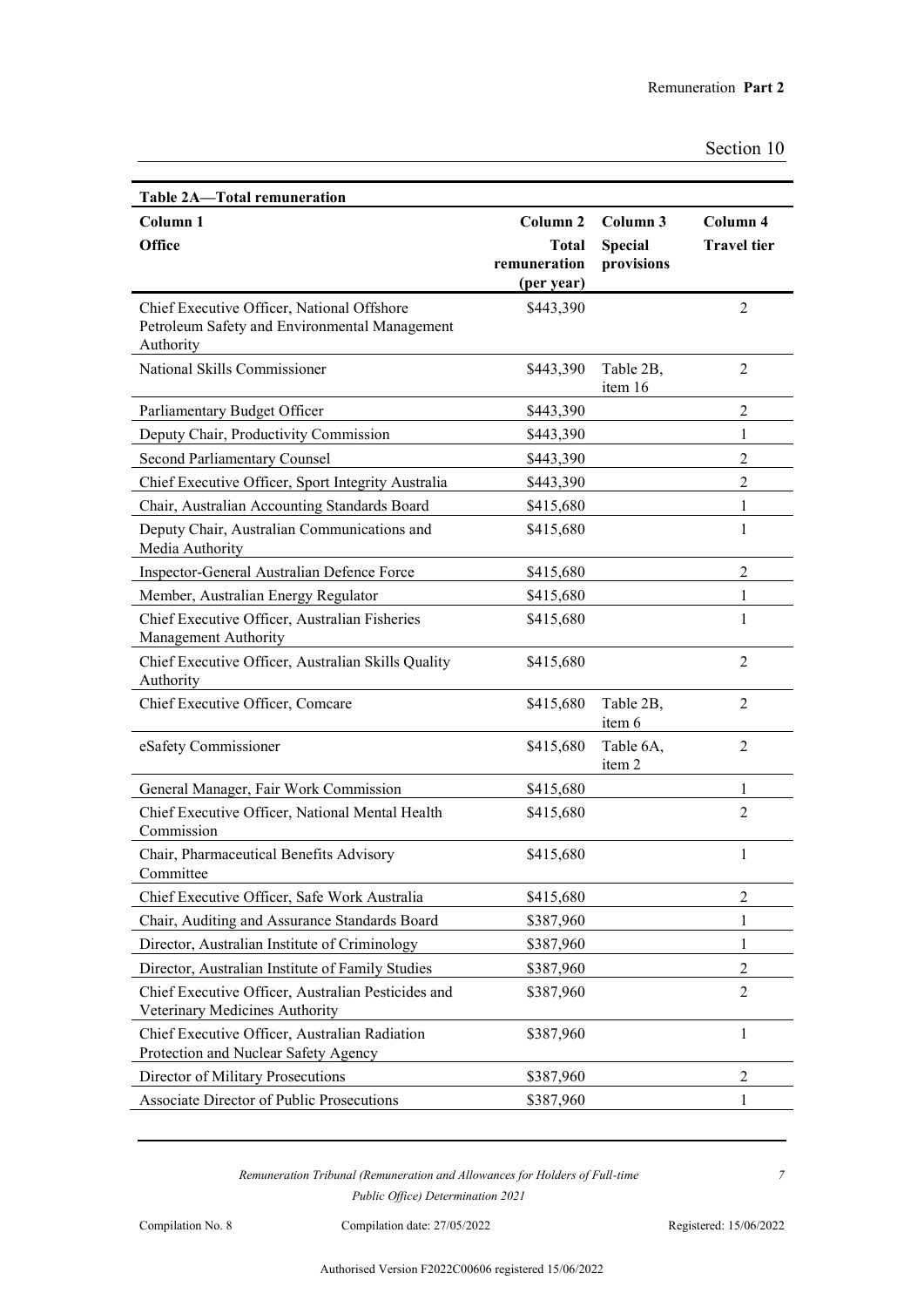**Table 2A—Total remuneration**

| Column 1<br>Office | Column 2<br>Total remuneration (per year) | Column 3<br>Special provisions | Column 4<br>Travel tier |
|---|---|---|---|
| Chief Executive Officer, National Offshore Petroleum Safety and Environmental Management Authority | $443,390 | | 2 |
| National Skills Commissioner | $443,390 | Table 2B, item 16 | 2 |
| Parliamentary Budget Officer | $443,390 | | 2 |
| Deputy Chair, Productivity Commission | $443,390 | | 1 |
| Second Parliamentary Counsel | $443,390 | | 2 |
| Chief Executive Officer, Sport Integrity Australia | $443,390 | | 2 |
| Chair, Australian Accounting Standards Board | $415,680 | | 1 |
| Deputy Chair, Australian Communications and Media Authority | $415,680 | | 1 |
| Inspector-General Australian Defence Force | $415,680 | | 2 |
| Member, Australian Energy Regulator | $415,680 | | 1 |
| Chief Executive Officer, Australian Fisheries Management Authority | $415,680 | | 1 |
| Chief Executive Officer, Australian Skills Quality Authority | $415,680 | | 2 |
| Chief Executive Officer, Comcare | $415,680 | Table 2B, item 6 | 2 |
| eSafety Commissioner | $415,680 | Table 6A, item 2 | 2 |
| General Manager, Fair Work Commission | $415,680 | | 1 |
| Chief Executive Officer, National Mental Health Commission | $415,680 | | 2 |
| Chair, Pharmaceutical Benefits Advisory Committee | $415,680 | | 1 |
| Chief Executive Officer, Safe Work Australia | $415,680 | | 2 |
| Chair, Auditing and Assurance Standards Board | $387,960 | | 1 |
| Director, Australian Institute of Criminology | $387,960 | | 1 |
| Director, Australian Institute of Family Studies | $387,960 | | 2 |
| Chief Executive Officer, Australian Pesticides and Veterinary Medicines Authority | $387,960 | | 2 |
| Chief Executive Officer, Australian Radiation Protection and Nuclear Safety Agency | $387,960 | | 1 |
| Director of Military Prosecutions | $387,960 | | 2 |
| Associate Director of Public Prosecutions | $387,960 | | 1 |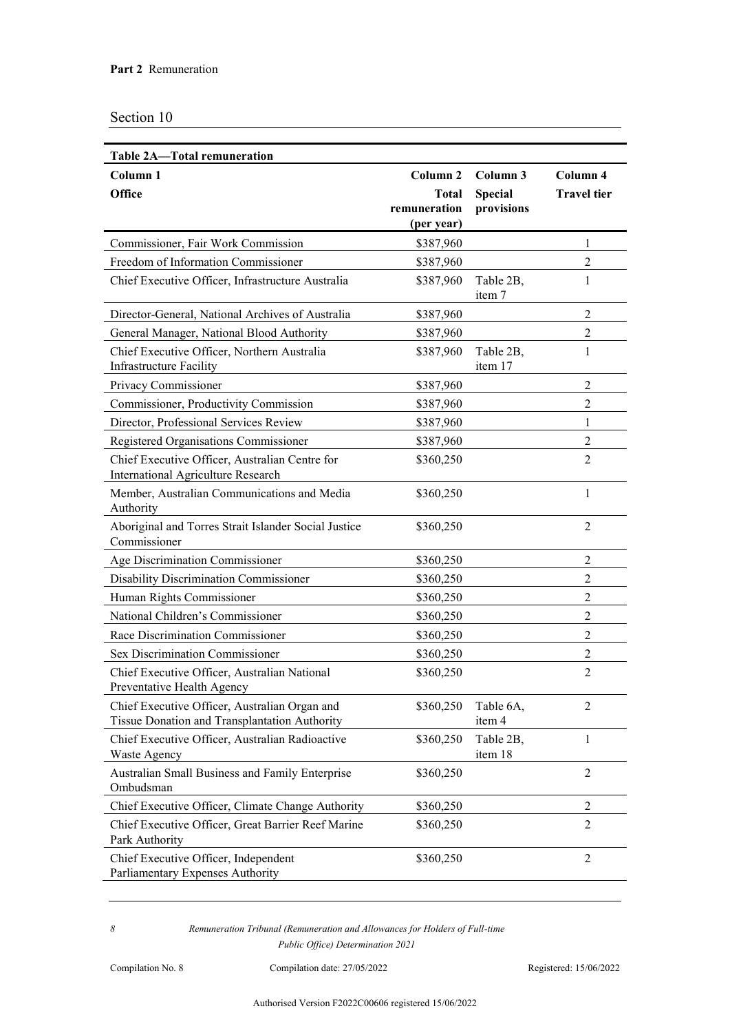**Part 2** Remuneration

Section 10

**Table 2A—Total remuneration**

| Column 1<br>Office | Column 2<br>Total remuneration (per year) | Column 3<br>Special provisions | Column 4<br>Travel tier |
|---|---|---|---|
| Commissioner, Fair Work Commission | \$387,960 | | 1 |
| Freedom of Information Commissioner | \$387,960 | | 2 |
| Chief Executive Officer, Infrastructure Australia | \$387,960 | Table 2B, item 7 | 1 |
| Director-General, National Archives of Australia | \$387,960 | | 2 |
| General Manager, National Blood Authority | \$387,960 | | 2 |
| Chief Executive Officer, Northern Australia Infrastructure Facility | \$387,960 | Table 2B, item 17 | 1 |
| Privacy Commissioner | \$387,960 | | 2 |
| Commissioner, Productivity Commission | \$387,960 | | 2 |
| Director, Professional Services Review | \$387,960 | | 1 |
| Registered Organisations Commissioner | \$387,960 | | 2 |
| Chief Executive Officer, Australian Centre for International Agriculture Research | \$360,250 | | 2 |
| Member, Australian Communications and Media Authority | \$360,250 | | 1 |
| Aboriginal and Torres Strait Islander Social Justice Commissioner | \$360,250 | | 2 |
| Age Discrimination Commissioner | \$360,250 | | 2 |
| Disability Discrimination Commissioner | \$360,250 | | 2 |
| Human Rights Commissioner | \$360,250 | | 2 |
| National Children's Commissioner | \$360,250 | | 2 |
| Race Discrimination Commissioner | \$360,250 | | 2 |
| Sex Discrimination Commissioner | \$360,250 | | 2 |
| Chief Executive Officer, Australian National Preventative Health Agency | \$360,250 | | 2 |
| Chief Executive Officer, Australian Organ and Tissue Donation and Transplantation Authority | \$360,250 | Table 6A, item 4 | 2 |
| Chief Executive Officer, Australian Radioactive Waste Agency | \$360,250 | Table 2B, item 18 | 1 |
| Australian Small Business and Family Enterprise Ombudsman | \$360,250 | | 2 |
| Chief Executive Officer, Climate Change Authority | \$360,250 | | 2 |
| Chief Executive Officer, Great Barrier Reef Marine Park Authority | \$360,250 | | 2 |
| Chief Executive Officer, Independent Parliamentary Expenses Authority | \$360,250 | | 2 |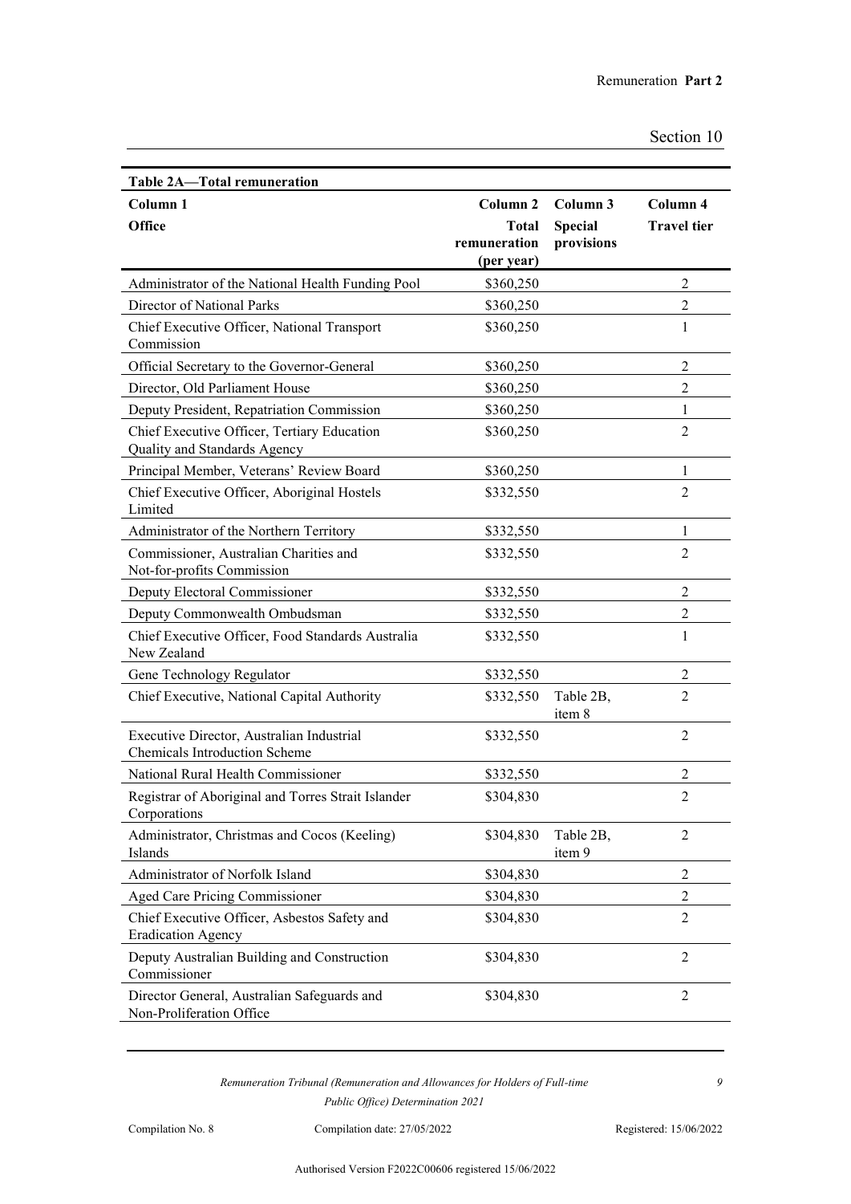| **Table 2A—Total remuneration** | | | |
|---|---|---|---|
| **Column 1** | **Column 2** | **Column 3** | **Column 4** |
| **Office** | **Total remuneration (per year)** | **Special provisions** | **Travel tier** |
| Administrator of the National Health Funding Pool | $360,250 | | 2 |
| Director of National Parks | $360,250 | | 2 |
| Chief Executive Officer, National Transport Commission | $360,250 | | 1 |
| Official Secretary to the Governor-General | $360,250 | | 2 |
| Director, Old Parliament House | $360,250 | | 2 |
| Deputy President, Repatriation Commission | $360,250 | | 1 |
| Chief Executive Officer, Tertiary Education Quality and Standards Agency | $360,250 | | 2 |
| Principal Member, Veterans' Review Board | $360,250 | | 1 |
| Chief Executive Officer, Aboriginal Hostels Limited | $332,550 | | 2 |
| Administrator of the Northern Territory | $332,550 | | 1 |
| Commissioner, Australian Charities and Not-for-profits Commission | $332,550 | | 2 |
| Deputy Electoral Commissioner | $332,550 | | 2 |
| Deputy Commonwealth Ombudsman | $332,550 | | 2 |
| Chief Executive Officer, Food Standards Australia New Zealand | $332,550 | | 1 |
| Gene Technology Regulator | $332,550 | | 2 |
| Chief Executive, National Capital Authority | $332,550 | Table 2B, item 8 | 2 |
| Executive Director, Australian Industrial Chemicals Introduction Scheme | $332,550 | | 2 |
| National Rural Health Commissioner | $332,550 | | 2 |
| Registrar of Aboriginal and Torres Strait Islander Corporations | $304,830 | | 2 |
| Administrator, Christmas and Cocos (Keeling) Islands | $304,830 | Table 2B, item 9 | 2 |
| Administrator of Norfolk Island | $304,830 | | 2 |
| Aged Care Pricing Commissioner | $304,830 | | 2 |
| Chief Executive Officer, Asbestos Safety and Eradication Agency | $304,830 | | 2 |
| Deputy Australian Building and Construction Commissioner | $304,830 | | 2 |
| Director General, Australian Safeguards and Non-Proliferation Office | $304,830 | | 2 |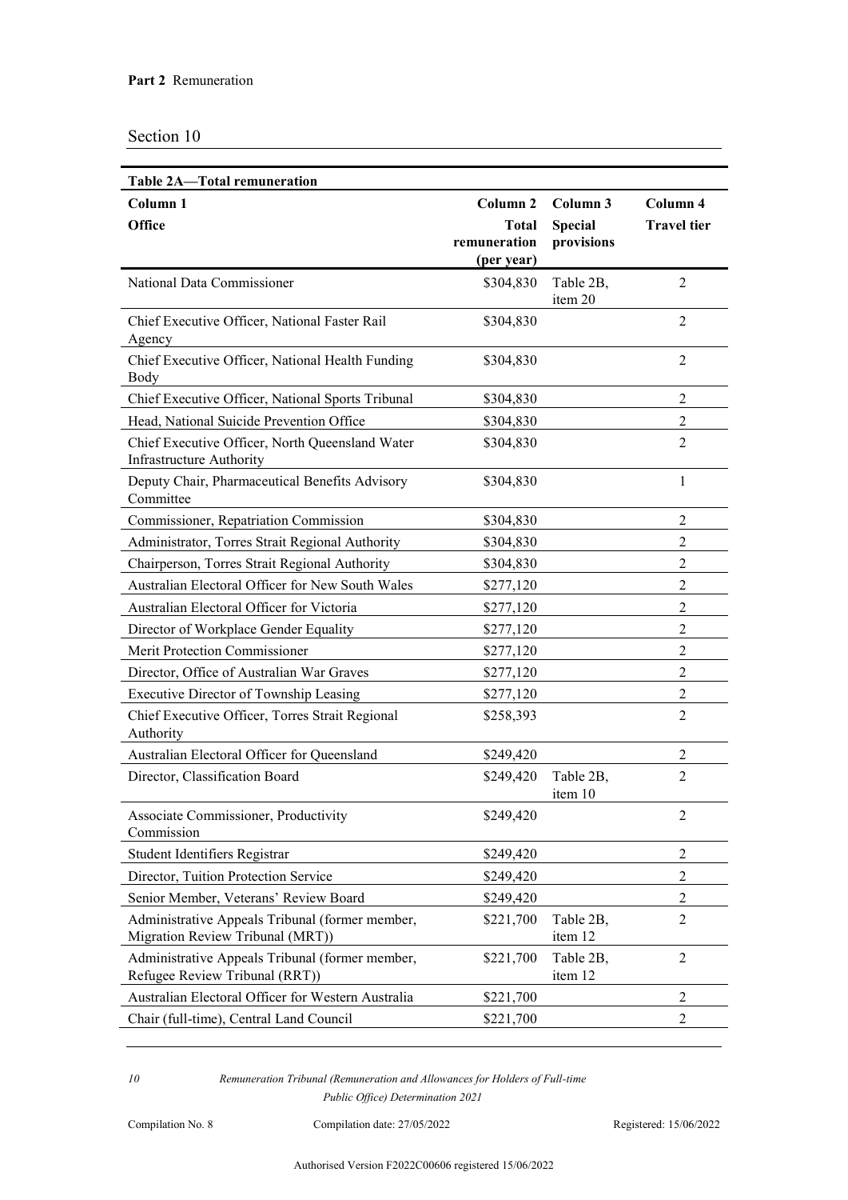Section 10

| Table 2A—Total remuneration | | | |
|---|---|---|---|
| **Column 1** | **Column 2** | **Column 3** | **Column 4** |
| **Office** | **Total remuneration (per year)** | **Special provisions** | **Travel tier** |
| National Data Commissioner | $304,830 | Table 2B, item 20 | 2 |
| Chief Executive Officer, National Faster Rail Agency | $304,830 | | 2 |
| Chief Executive Officer, National Health Funding Body | $304,830 | | 2 |
| Chief Executive Officer, National Sports Tribunal | $304,830 | | 2 |
| Head, National Suicide Prevention Office | $304,830 | | 2 |
| Chief Executive Officer, North Queensland Water Infrastructure Authority | $304,830 | | 2 |
| Deputy Chair, Pharmaceutical Benefits Advisory Committee | $304,830 | | 1 |
| Commissioner, Repatriation Commission | $304,830 | | 2 |
| Administrator, Torres Strait Regional Authority | $304,830 | | 2 |
| Chairperson, Torres Strait Regional Authority | $304,830 | | 2 |
| Australian Electoral Officer for New South Wales | $277,120 | | 2 |
| Australian Electoral Officer for Victoria | $277,120 | | 2 |
| Director of Workplace Gender Equality | $277,120 | | 2 |
| Merit Protection Commissioner | $277,120 | | 2 |
| Director, Office of Australian War Graves | $277,120 | | 2 |
| Executive Director of Township Leasing | $277,120 | | 2 |
| Chief Executive Officer, Torres Strait Regional Authority | $258,393 | | 2 |
| Australian Electoral Officer for Queensland | $249,420 | | 2 |
| Director, Classification Board | $249,420 | Table 2B, item 10 | 2 |
| Associate Commissioner, Productivity Commission | $249,420 | | 2 |
| Student Identifiers Registrar | $249,420 | | 2 |
| Director, Tuition Protection Service | $249,420 | | 2 |
| Senior Member, Veterans' Review Board | $249,420 | | 2 |
| Administrative Appeals Tribunal (former member, Migration Review Tribunal (MRT)) | $221,700 | Table 2B, item 12 | 2 |
| Administrative Appeals Tribunal (former member, Refugee Review Tribunal (RRT)) | $221,700 | Table 2B, item 12 | 2 |
| Australian Electoral Officer for Western Australia | $221,700 | | 2 |
| Chair (full-time), Central Land Council | $221,700 | | 2 |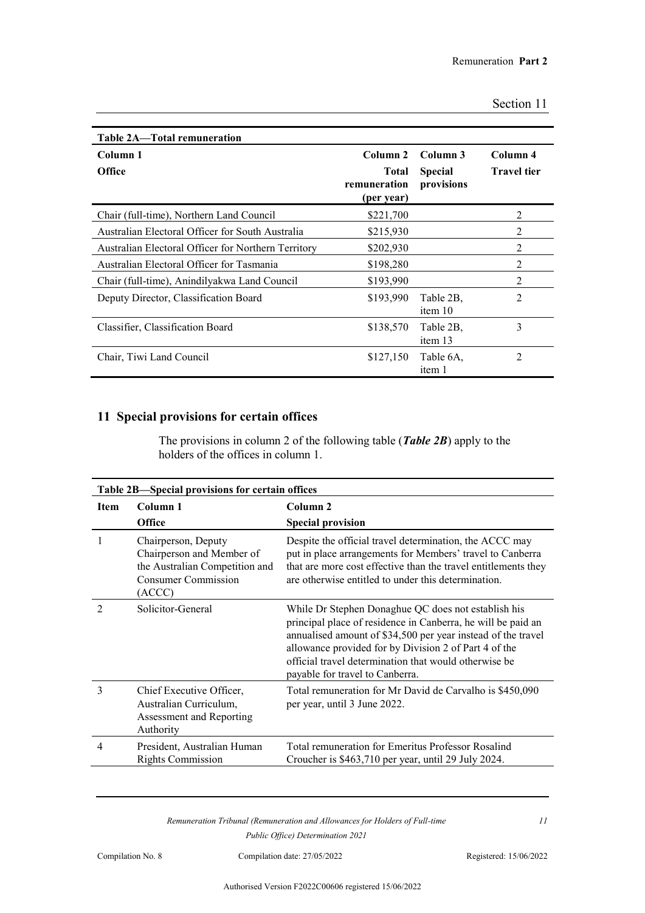**Table 2A—Total remuneration**

| Column 1<br>Office | Column 2<br>Total remuneration (per year) | Column 3<br>Special provisions | Column 4<br>Travel tier |
|---|---|---|---|
| Chair (full-time), Northern Land Council | $221,700 | | 2 |
| Australian Electoral Officer for South Australia | $215,930 | | 2 |
| Australian Electoral Officer for Northern Territory | $202,930 | | 2 |
| Australian Electoral Officer for Tasmania | $198,280 | | 2 |
| Chair (full-time), Anindilyakwa Land Council | $193,990 | | 2 |
| Deputy Director, Classification Board | $193,990 | Table 2B, item 10 | 2 |
| Classifier, Classification Board | $138,570 | Table 2B, item 13 | 3 |
| Chair, Tiwi Land Council | $127,150 | Table 6A, item 1 | 2 |

## 11 Special provisions for certain offices

The provisions in column 2 of the following table (***Table 2B***) apply to the holders of the offices in column 1.

**Table 2B—Special provisions for certain offices**

| Item | Column 1<br>Office | Column 2<br>Special provision |
|---|---|---|
| 1 | Chairperson, Deputy Chairperson and Member of the Australian Competition and Consumer Commission (ACCC) | Despite the official travel determination, the ACCC may put in place arrangements for Members' travel to Canberra that are more cost effective than the travel entitlements they are otherwise entitled to under this determination. |
| 2 | Solicitor-General | While Dr Stephen Donaghue QC does not establish his principal place of residence in Canberra, he will be paid an annualised amount of $34,500 per year instead of the travel allowance provided for by Division 2 of Part 4 of the official travel determination that would otherwise be payable for travel to Canberra. |
| 3 | Chief Executive Officer, Australian Curriculum, Assessment and Reporting Authority | Total remuneration for Mr David de Carvalho is $450,090 per year, until 3 June 2022. |
| 4 | President, Australian Human Rights Commission | Total remuneration for Emeritus Professor Rosalind Croucher is $463,710 per year, until 29 July 2024. |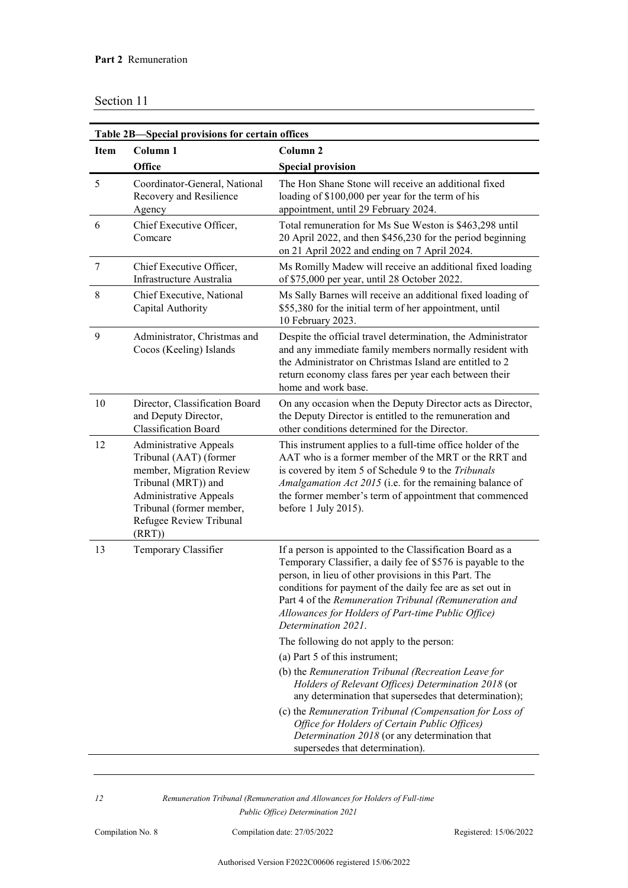**Part 2** Remuneration

Section 11

**Table 2B—Special provisions for certain offices**

| Item | Column 1<br>Office | Column 2<br>Special provision |
|---|---|---|
| 5 | Coordinator-General, National Recovery and Resilience Agency | The Hon Shane Stone will receive an additional fixed loading of $100,000 per year for the term of his appointment, until 29 February 2024. |
| 6 | Chief Executive Officer, Comcare | Total remuneration for Ms Sue Weston is $463,298 until 20 April 2022, and then $456,230 for the period beginning on 21 April 2022 and ending on 7 April 2024. |
| 7 | Chief Executive Officer, Infrastructure Australia | Ms Romilly Madew will receive an additional fixed loading of $75,000 per year, until 28 October 2022. |
| 8 | Chief Executive, National Capital Authority | Ms Sally Barnes will receive an additional fixed loading of $55,380 for the initial term of her appointment, until 10 February 2023. |
| 9 | Administrator, Christmas and Cocos (Keeling) Islands | Despite the official travel determination, the Administrator and any immediate family members normally resident with the Administrator on Christmas Island are entitled to 2 return economy class fares per year each between their home and work base. |
| 10 | Director, Classification Board and Deputy Director, Classification Board | On any occasion when the Deputy Director acts as Director, the Deputy Director is entitled to the remuneration and other conditions determined for the Director. |
| 12 | Administrative Appeals Tribunal (AAT) (former member, Migration Review Tribunal (MRT)) and Administrative Appeals Tribunal (former member, Refugee Review Tribunal (RRT)) | This instrument applies to a full-time office holder of the AAT who is a former member of the MRT or the RRT and is covered by item 5 of Schedule 9 to the *Tribunals Amalgamation Act 2015* (i.e. for the remaining balance of the former member's term of appointment that commenced before 1 July 2015). |
| 13 | Temporary Classifier | If a person is appointed to the Classification Board as a Temporary Classifier, a daily fee of $576 is payable to the person, in lieu of other provisions in this Part. The conditions for payment of the daily fee are as set out in Part 4 of the *Remuneration Tribunal (Remuneration and Allowances for Holders of Part-time Public Office) Determination 2021*.<br>The following do not apply to the person:<br>(a) Part 5 of this instrument;<br>(b) the *Remuneration Tribunal (Recreation Leave for Holders of Relevant Offices) Determination 2018* (or any determination that supersedes that determination);<br>(c) the *Remuneration Tribunal (Compensation for Loss of Office for Holders of Certain Public Offices) Determination 2018* (or any determination that supersedes that determination). |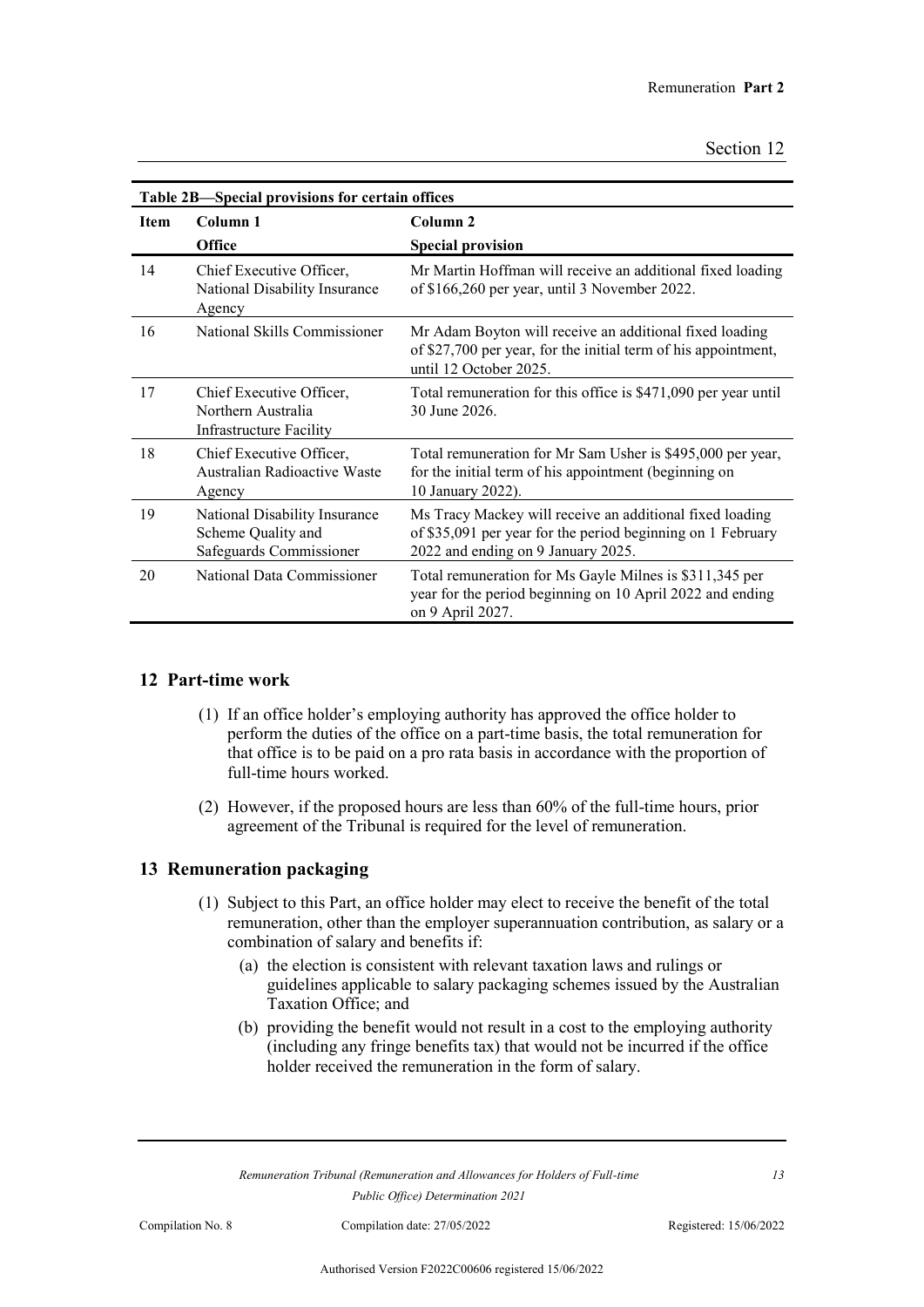**Table 2B—Special provisions for certain offices**

| Item | Column 1<br>Office | Column 2<br>Special provision |
|---|---|---|
| 14 | Chief Executive Officer, National Disability Insurance Agency | Mr Martin Hoffman will receive an additional fixed loading of $166,260 per year, until 3 November 2022. |
| 16 | National Skills Commissioner | Mr Adam Boyton will receive an additional fixed loading of $27,700 per year, for the initial term of his appointment, until 12 October 2025. |
| 17 | Chief Executive Officer, Northern Australia Infrastructure Facility | Total remuneration for this office is $471,090 per year until 30 June 2026. |
| 18 | Chief Executive Officer, Australian Radioactive Waste Agency | Total remuneration for Mr Sam Usher is $495,000 per year, for the initial term of his appointment (beginning on 10 January 2022). |
| 19 | National Disability Insurance Scheme Quality and Safeguards Commissioner | Ms Tracy Mackey will receive an additional fixed loading of $35,091 per year for the period beginning on 1 February 2022 and ending on 9 January 2025. |
| 20 | National Data Commissioner | Total remuneration for Ms Gayle Milnes is $311,345 per year for the period beginning on 10 April 2022 and ending on 9 April 2027. |

## 12 Part-time work

(1) If an office holder's employing authority has approved the office holder to perform the duties of the office on a part-time basis, the total remuneration for that office is to be paid on a pro rata basis in accordance with the proportion of full-time hours worked.

(2) However, if the proposed hours are less than 60% of the full-time hours, prior agreement of the Tribunal is required for the level of remuneration.

## 13 Remuneration packaging

(1) Subject to this Part, an office holder may elect to receive the benefit of the total remuneration, other than the employer superannuation contribution, as salary or a combination of salary and benefits if:

- (a) the election is consistent with relevant taxation laws and rulings or guidelines applicable to salary packaging schemes issued by the Australian Taxation Office; and
- (b) providing the benefit would not result in a cost to the employing authority (including any fringe benefits tax) that would not be incurred if the office holder received the remuneration in the form of salary.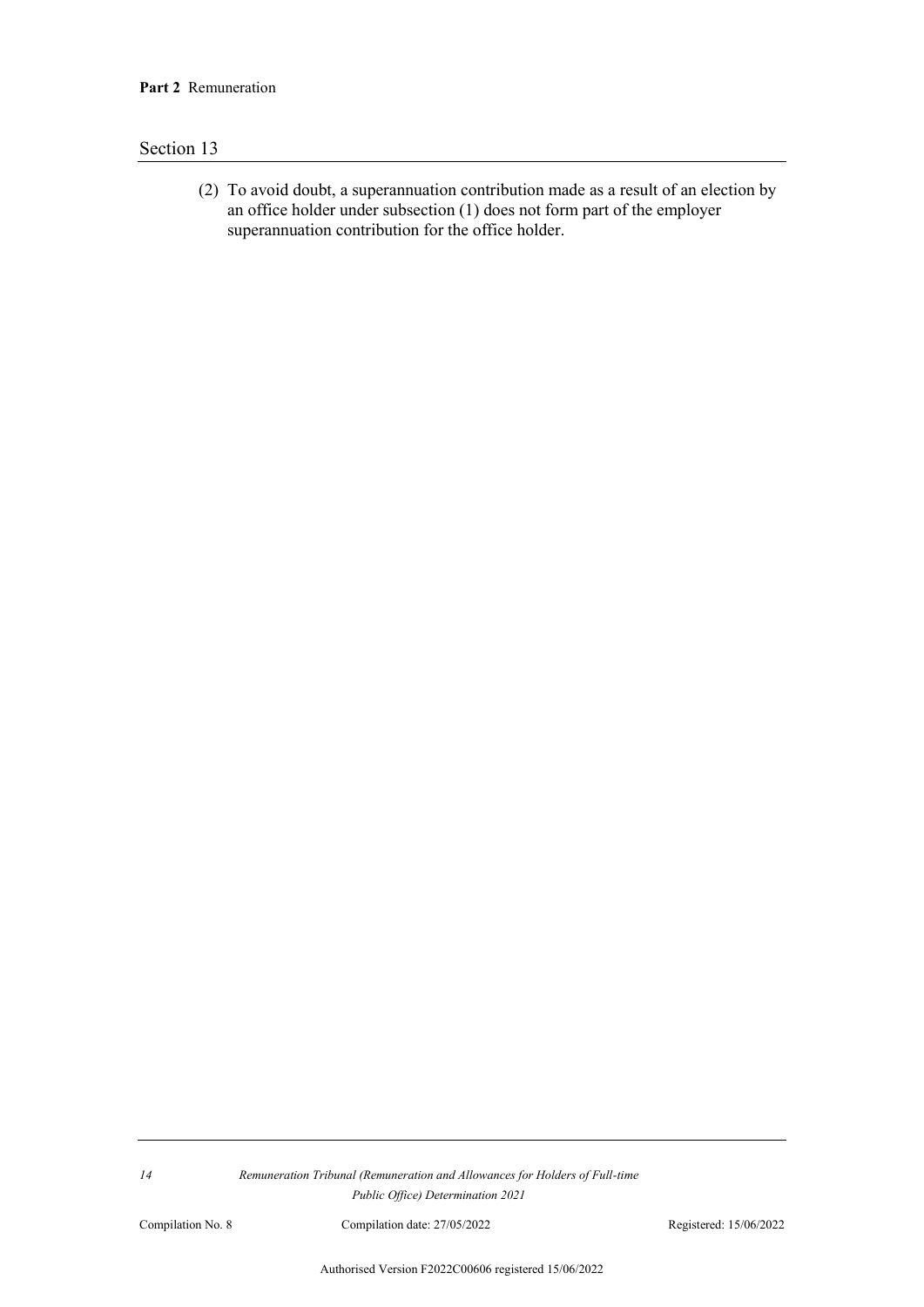(2) To avoid doubt, a superannuation contribution made as a result of an election by an office holder under subsection (1) does not form part of the employer superannuation contribution for the office holder.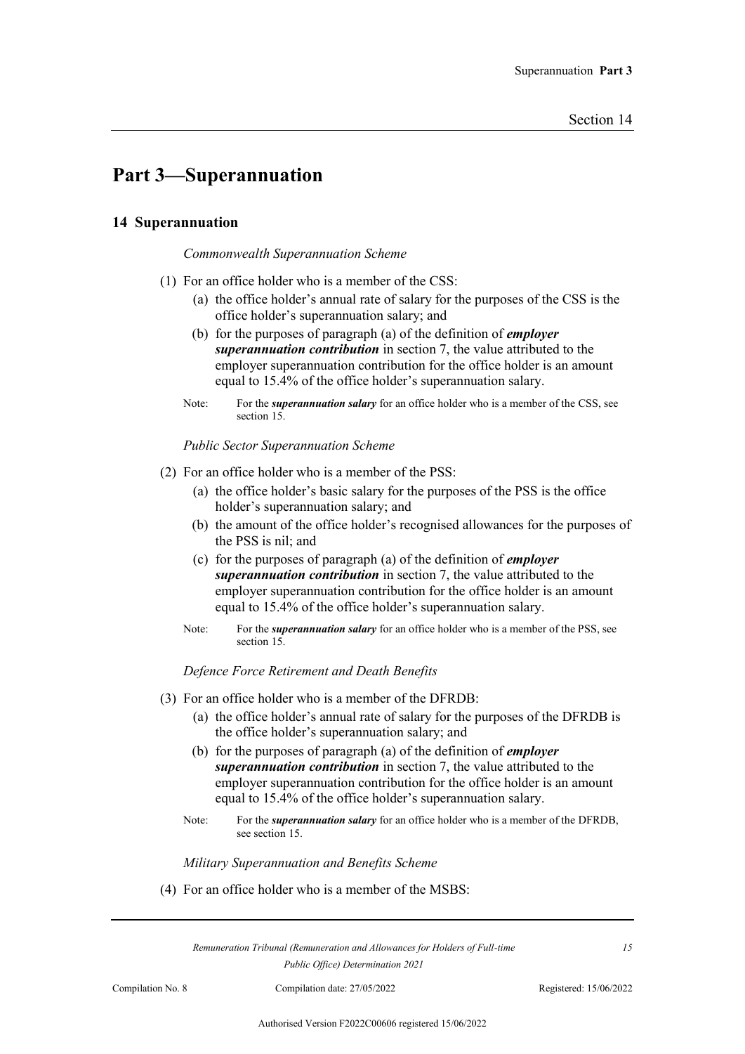# Part 3—Superannuation

## 14 Superannuation

*Commonwealth Superannuation Scheme*

(1) For an office holder who is a member of the CSS:

  (a) the office holder's annual rate of salary for the purposes of the CSS is the office holder's superannuation salary; and

  (b) for the purposes of paragraph (a) of the definition of ***employer superannuation contribution*** in section 7, the value attributed to the employer superannuation contribution for the office holder is an amount equal to 15.4% of the office holder's superannuation salary.

Note: For the ***superannuation salary*** for an office holder who is a member of the CSS, see section 15.

*Public Sector Superannuation Scheme*

(2) For an office holder who is a member of the PSS:

  (a) the office holder's basic salary for the purposes of the PSS is the office holder's superannuation salary; and

  (b) the amount of the office holder's recognised allowances for the purposes of the PSS is nil; and

  (c) for the purposes of paragraph (a) of the definition of ***employer superannuation contribution*** in section 7, the value attributed to the employer superannuation contribution for the office holder is an amount equal to 15.4% of the office holder's superannuation salary.

Note: For the ***superannuation salary*** for an office holder who is a member of the PSS, see section 15.

*Defence Force Retirement and Death Benefits*

(3) For an office holder who is a member of the DFRDB:

  (a) the office holder's annual rate of salary for the purposes of the DFRDB is the office holder's superannuation salary; and

  (b) for the purposes of paragraph (a) of the definition of ***employer superannuation contribution*** in section 7, the value attributed to the employer superannuation contribution for the office holder is an amount equal to 15.4% of the office holder's superannuation salary.

Note: For the ***superannuation salary*** for an office holder who is a member of the DFRDB, see section 15.

*Military Superannuation and Benefits Scheme*

(4) For an office holder who is a member of the MSBS: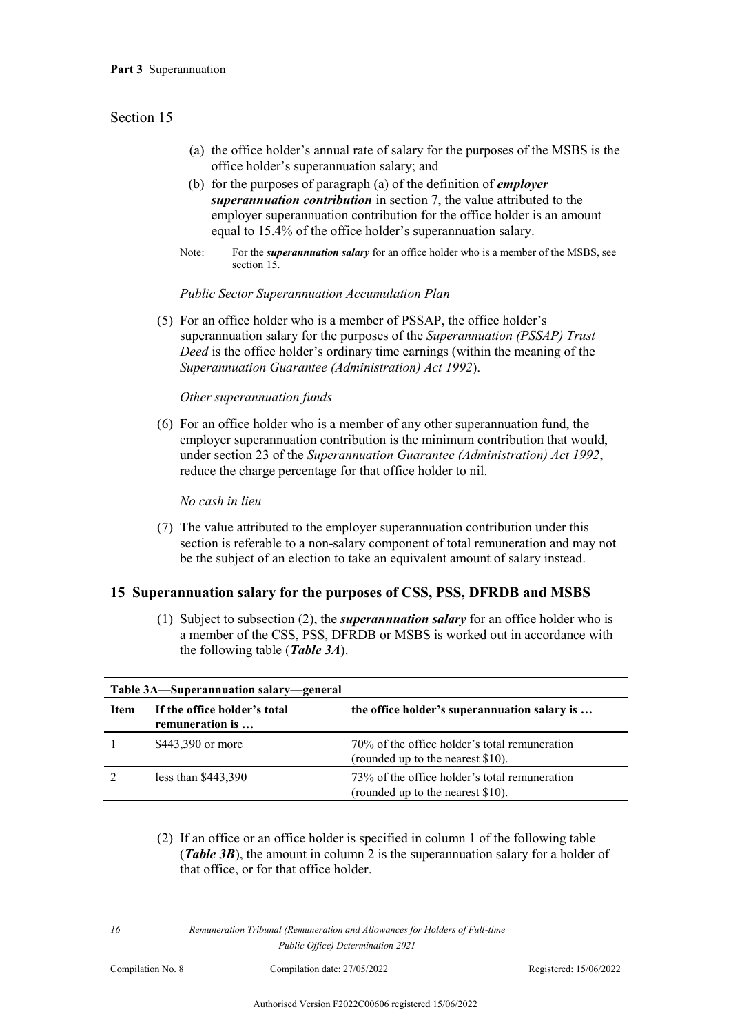(a) the office holder's annual rate of salary for the purposes of the MSBS is the office holder's superannuation salary; and

(b) for the purposes of paragraph (a) of the definition of ***employer superannuation contribution*** in section 7, the value attributed to the employer superannuation contribution for the office holder is an amount equal to 15.4% of the office holder's superannuation salary.

Note: For the ***superannuation salary*** for an office holder who is a member of the MSBS, see section 15.

*Public Sector Superannuation Accumulation Plan*

(5) For an office holder who is a member of PSSAP, the office holder's superannuation salary for the purposes of the *Superannuation (PSSAP) Trust Deed* is the office holder's ordinary time earnings (within the meaning of the *Superannuation Guarantee (Administration) Act 1992*).

*Other superannuation funds*

(6) For an office holder who is a member of any other superannuation fund, the employer superannuation contribution is the minimum contribution that would, under section 23 of the *Superannuation Guarantee (Administration) Act 1992*, reduce the charge percentage for that office holder to nil.

*No cash in lieu*

(7) The value attributed to the employer superannuation contribution under this section is referable to a non-salary component of total remuneration and may not be the subject of an election to take an equivalent amount of salary instead.

## 15 Superannuation salary for the purposes of CSS, PSS, DFRDB and MSBS

(1) Subject to subsection (2), the ***superannuation salary*** for an office holder who is a member of the CSS, PSS, DFRDB or MSBS is worked out in accordance with the following table (***Table 3A***).

**Table 3A—Superannuation salary—general**

| Item | If the office holder's total remuneration is … | the office holder's superannuation salary is … |
|---|---|---|
| 1 | $443,390 or more | 70% of the office holder's total remuneration (rounded up to the nearest $10). |
| 2 | less than $443,390 | 73% of the office holder's total remuneration (rounded up to the nearest $10). |

(2) If an office or an office holder is specified in column 1 of the following table (***Table 3B***), the amount in column 2 is the superannuation salary for a holder of that office, or for that office holder.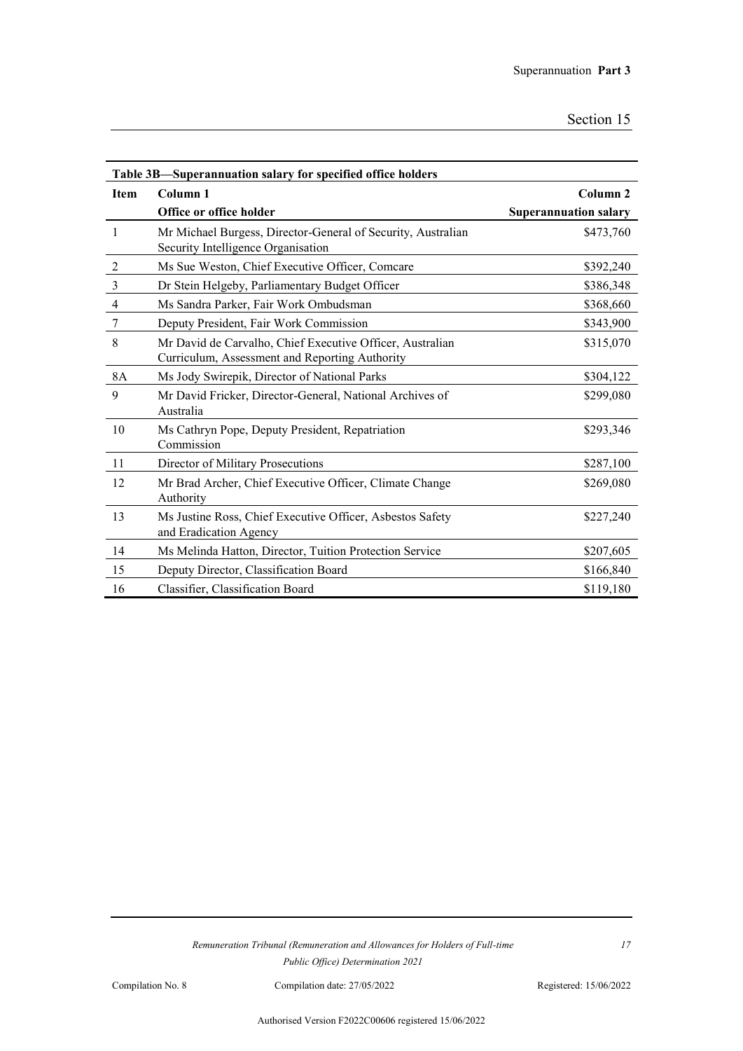**Table 3B—Superannuation salary for specified office holders**

| Item | Column 1<br>Office or office holder | Column 2<br>Superannuation salary |
|---|---|---|
| 1 | Mr Michael Burgess, Director-General of Security, Australian Security Intelligence Organisation | $473,760 |
| 2 | Ms Sue Weston, Chief Executive Officer, Comcare | $392,240 |
| 3 | Dr Stein Helgeby, Parliamentary Budget Officer | $386,348 |
| 4 | Ms Sandra Parker, Fair Work Ombudsman | $368,660 |
| 7 | Deputy President, Fair Work Commission | $343,900 |
| 8 | Mr David de Carvalho, Chief Executive Officer, Australian Curriculum, Assessment and Reporting Authority | $315,070 |
| 8A | Ms Jody Swirepik, Director of National Parks | $304,122 |
| 9 | Mr David Fricker, Director-General, National Archives of Australia | $299,080 |
| 10 | Ms Cathryn Pope, Deputy President, Repatriation Commission | $293,346 |
| 11 | Director of Military Prosecutions | $287,100 |
| 12 | Mr Brad Archer, Chief Executive Officer, Climate Change Authority | $269,080 |
| 13 | Ms Justine Ross, Chief Executive Officer, Asbestos Safety and Eradication Agency | $227,240 |
| 14 | Ms Melinda Hatton, Director, Tuition Protection Service | $207,605 |
| 15 | Deputy Director, Classification Board | $166,840 |
| 16 | Classifier, Classification Board | $119,180 |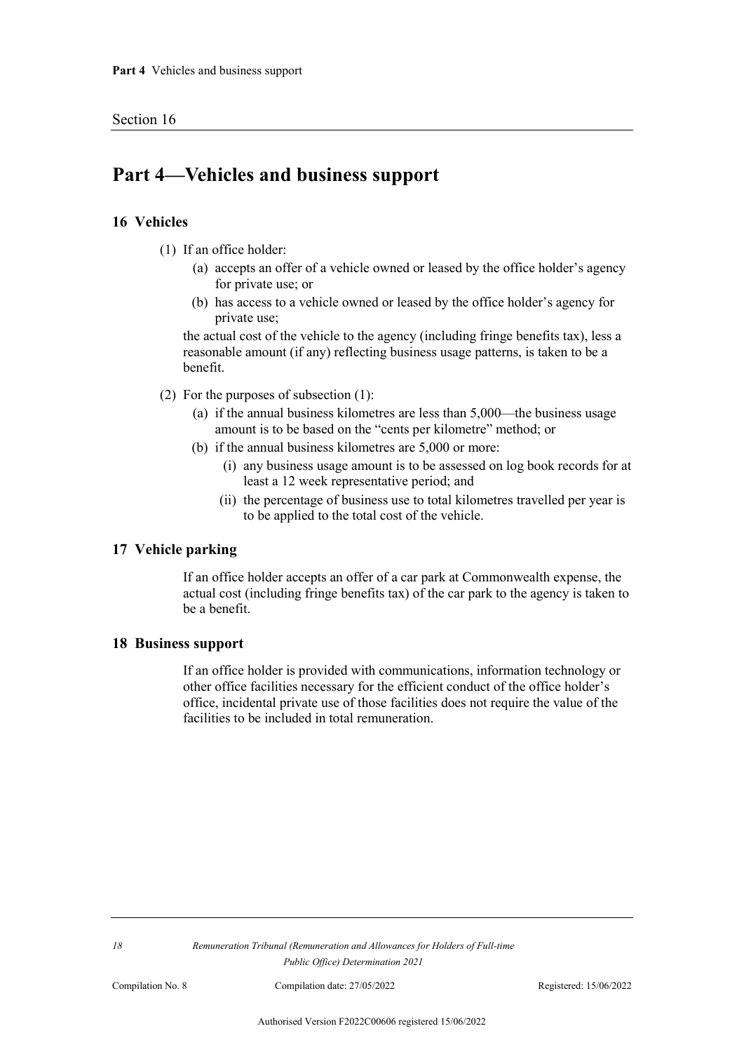## Part 4—Vehicles and business support

### 16 Vehicles

(1) If an office holder:

(a) accepts an offer of a vehicle owned or leased by the office holder's agency for private use; or

(b) has access to a vehicle owned or leased by the office holder's agency for private use;

the actual cost of the vehicle to the agency (including fringe benefits tax), less a reasonable amount (if any) reflecting business usage patterns, is taken to be a benefit.

(2) For the purposes of subsection (1):

(a) if the annual business kilometres are less than 5,000—the business usage amount is to be based on the "cents per kilometre" method; or

(b) if the annual business kilometres are 5,000 or more:

(i) any business usage amount is to be assessed on log book records for at least a 12 week representative period; and

(ii) the percentage of business use to total kilometres travelled per year is to be applied to the total cost of the vehicle.

### 17 Vehicle parking

If an office holder accepts an offer of a car park at Commonwealth expense, the actual cost (including fringe benefits tax) of the car park to the agency is taken to be a benefit.

### 18 Business support

If an office holder is provided with communications, information technology or other office facilities necessary for the efficient conduct of the office holder's office, incidental private use of those facilities does not require the value of the facilities to be included in total remuneration.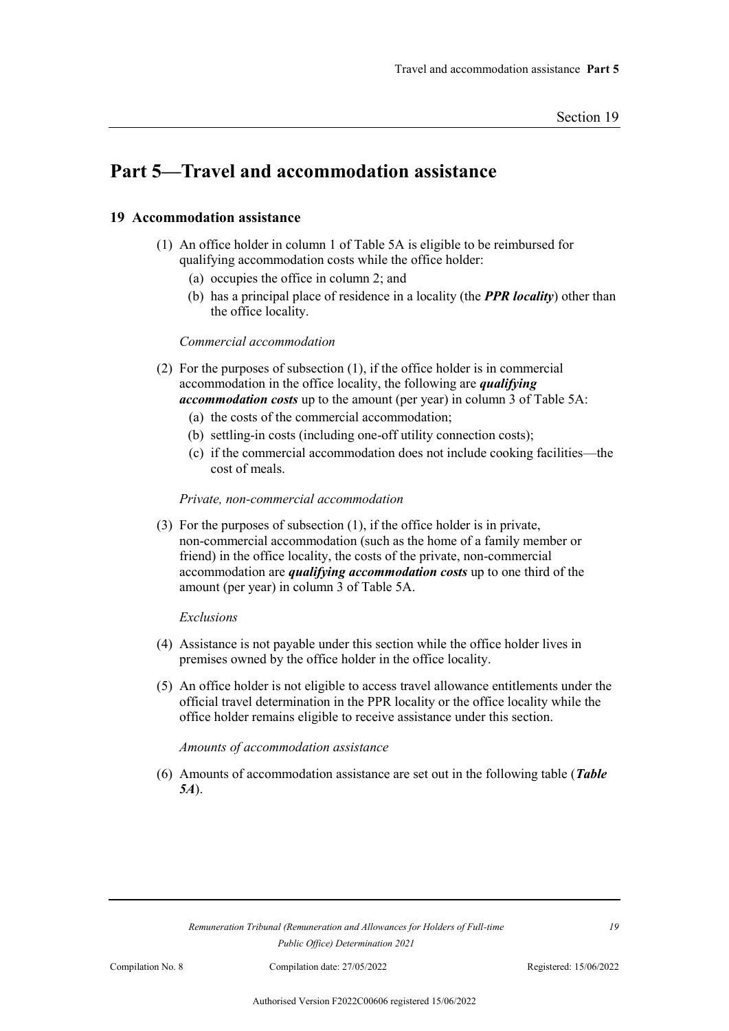# Part 5—Travel and accommodation assistance

## 19 Accommodation assistance

(1) An office holder in column 1 of Table 5A is eligible to be reimbursed for qualifying accommodation costs while the office holder:

  (a) occupies the office in column 2; and

  (b) has a principal place of residence in a locality (the ***PPR locality***) other than the office locality.

*Commercial accommodation*

(2) For the purposes of subsection (1), if the office holder is in commercial accommodation in the office locality, the following are ***qualifying accommodation costs*** up to the amount (per year) in column 3 of Table 5A:

  (a) the costs of the commercial accommodation;

  (b) settling-in costs (including one-off utility connection costs);

  (c) if the commercial accommodation does not include cooking facilities—the cost of meals.

*Private, non-commercial accommodation*

(3) For the purposes of subsection (1), if the office holder is in private, non-commercial accommodation (such as the home of a family member or friend) in the office locality, the costs of the private, non-commercial accommodation are ***qualifying accommodation costs*** up to one third of the amount (per year) in column 3 of Table 5A.

*Exclusions*

(4) Assistance is not payable under this section while the office holder lives in premises owned by the office holder in the office locality.

(5) An office holder is not eligible to access travel allowance entitlements under the official travel determination in the PPR locality or the office locality while the office holder remains eligible to receive assistance under this section.

*Amounts of accommodation assistance*

(6) Amounts of accommodation assistance are set out in the following table (***Table 5A***).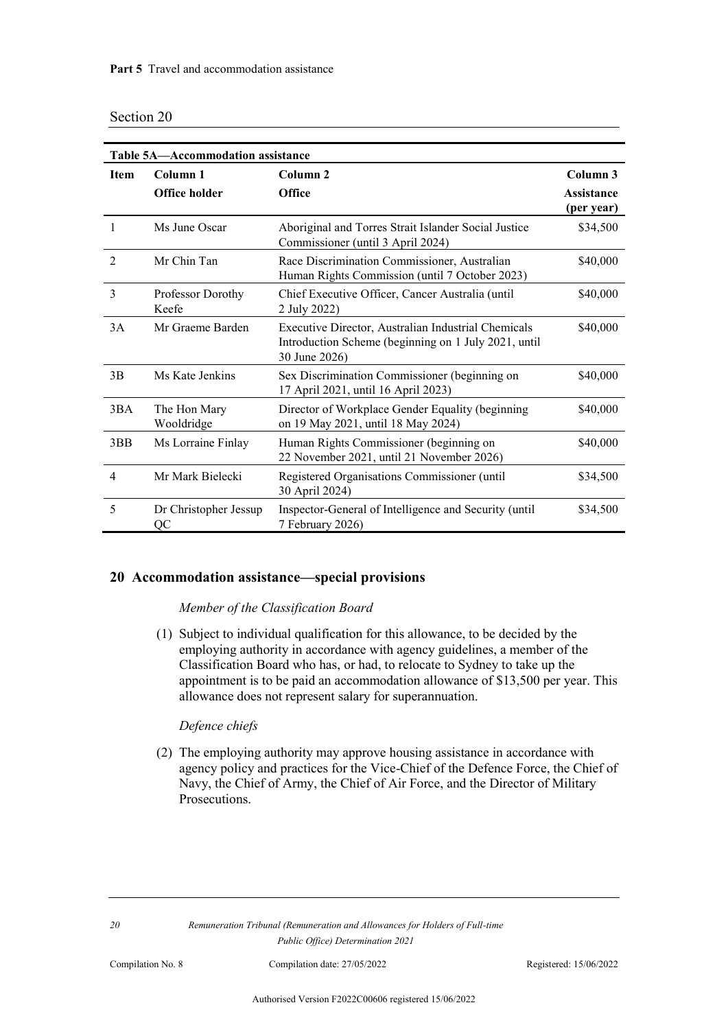**Part 5** Travel and accommodation assistance

Section 20

**Table 5A—Accommodation assistance**

| Item | Column 1<br>Office holder | Column 2<br>Office | Column 3<br>Assistance (per year) |
|---|---|---|---|
| 1 | Ms June Oscar | Aboriginal and Torres Strait Islander Social Justice Commissioner (until 3 April 2024) | $34,500 |
| 2 | Mr Chin Tan | Race Discrimination Commissioner, Australian Human Rights Commission (until 7 October 2023) | $40,000 |
| 3 | Professor Dorothy Keefe | Chief Executive Officer, Cancer Australia (until 2 July 2022) | $40,000 |
| 3A | Mr Graeme Barden | Executive Director, Australian Industrial Chemicals Introduction Scheme (beginning on 1 July 2021, until 30 June 2026) | $40,000 |
| 3B | Ms Kate Jenkins | Sex Discrimination Commissioner (beginning on 17 April 2021, until 16 April 2023) | $40,000 |
| 3BA | The Hon Mary Wooldridge | Director of Workplace Gender Equality (beginning on 19 May 2021, until 18 May 2024) | $40,000 |
| 3BB | Ms Lorraine Finlay | Human Rights Commissioner (beginning on 22 November 2021, until 21 November 2026) | $40,000 |
| 4 | Mr Mark Bielecki | Registered Organisations Commissioner (until 30 April 2024) | $34,500 |
| 5 | Dr Christopher Jessup QC | Inspector-General of Intelligence and Security (until 7 February 2026) | $34,500 |

## 20 Accommodation assistance—special provisions

*Member of the Classification Board*

(1) Subject to individual qualification for this allowance, to be decided by the employing authority in accordance with agency guidelines, a member of the Classification Board who has, or had, to relocate to Sydney to take up the appointment is to be paid an accommodation allowance of $13,500 per year. This allowance does not represent salary for superannuation.

*Defence chiefs*

(2) The employing authority may approve housing assistance in accordance with agency policy and practices for the Vice-Chief of the Defence Force, the Chief of Navy, the Chief of Army, the Chief of Air Force, and the Director of Military Prosecutions.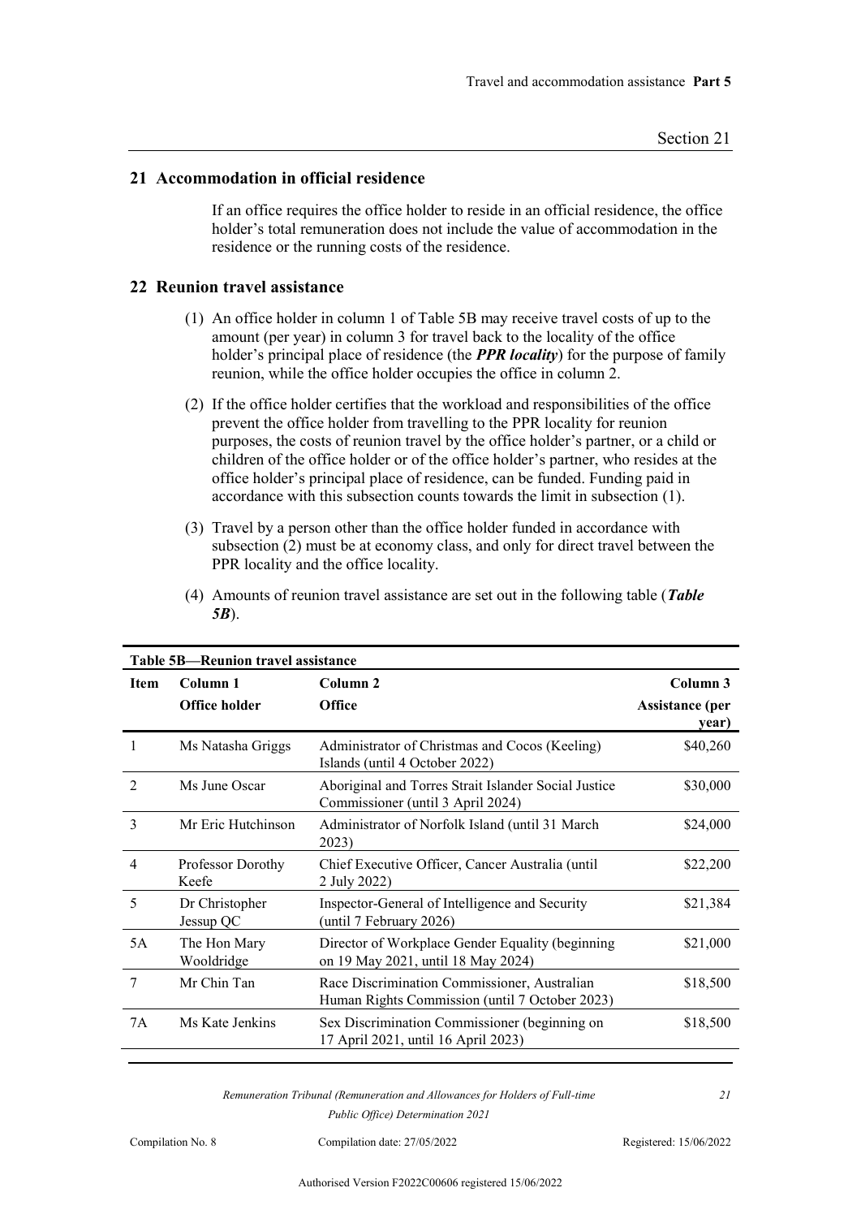## 21 Accommodation in official residence

If an office requires the office holder to reside in an official residence, the office holder's total remuneration does not include the value of accommodation in the residence or the running costs of the residence.

## 22 Reunion travel assistance

(1) An office holder in column 1 of Table 5B may receive travel costs of up to the amount (per year) in column 3 for travel back to the locality of the office holder's principal place of residence (the ***PPR locality***) for the purpose of family reunion, while the office holder occupies the office in column 2.

(2) If the office holder certifies that the workload and responsibilities of the office prevent the office holder from travelling to the PPR locality for reunion purposes, the costs of reunion travel by the office holder's partner, or a child or children of the office holder or of the office holder's partner, who resides at the office holder's principal place of residence, can be funded. Funding paid in accordance with this subsection counts towards the limit in subsection (1).

(3) Travel by a person other than the office holder funded in accordance with subsection (2) must be at economy class, and only for direct travel between the PPR locality and the office locality.

(4) Amounts of reunion travel assistance are set out in the following table (***Table 5B***).

**Table 5B—Reunion travel assistance**

| Item | Column 1<br>Office holder | Column 2<br>Office | Column 3<br>Assistance (per year) |
|---|---|---|---|
| 1 | Ms Natasha Griggs | Administrator of Christmas and Cocos (Keeling) Islands (until 4 October 2022) | $40,260 |
| 2 | Ms June Oscar | Aboriginal and Torres Strait Islander Social Justice Commissioner (until 3 April 2024) | $30,000 |
| 3 | Mr Eric Hutchinson | Administrator of Norfolk Island (until 31 March 2023) | $24,000 |
| 4 | Professor Dorothy Keefe | Chief Executive Officer, Cancer Australia (until 2 July 2022) | $22,200 |
| 5 | Dr Christopher Jessup QC | Inspector-General of Intelligence and Security (until 7 February 2026) | $21,384 |
| 5A | The Hon Mary Wooldridge | Director of Workplace Gender Equality (beginning on 19 May 2021, until 18 May 2024) | $21,000 |
| 7 | Mr Chin Tan | Race Discrimination Commissioner, Australian Human Rights Commission (until 7 October 2023) | $18,500 |
| 7A | Ms Kate Jenkins | Sex Discrimination Commissioner (beginning on 17 April 2021, until 16 April 2023) | $18,500 |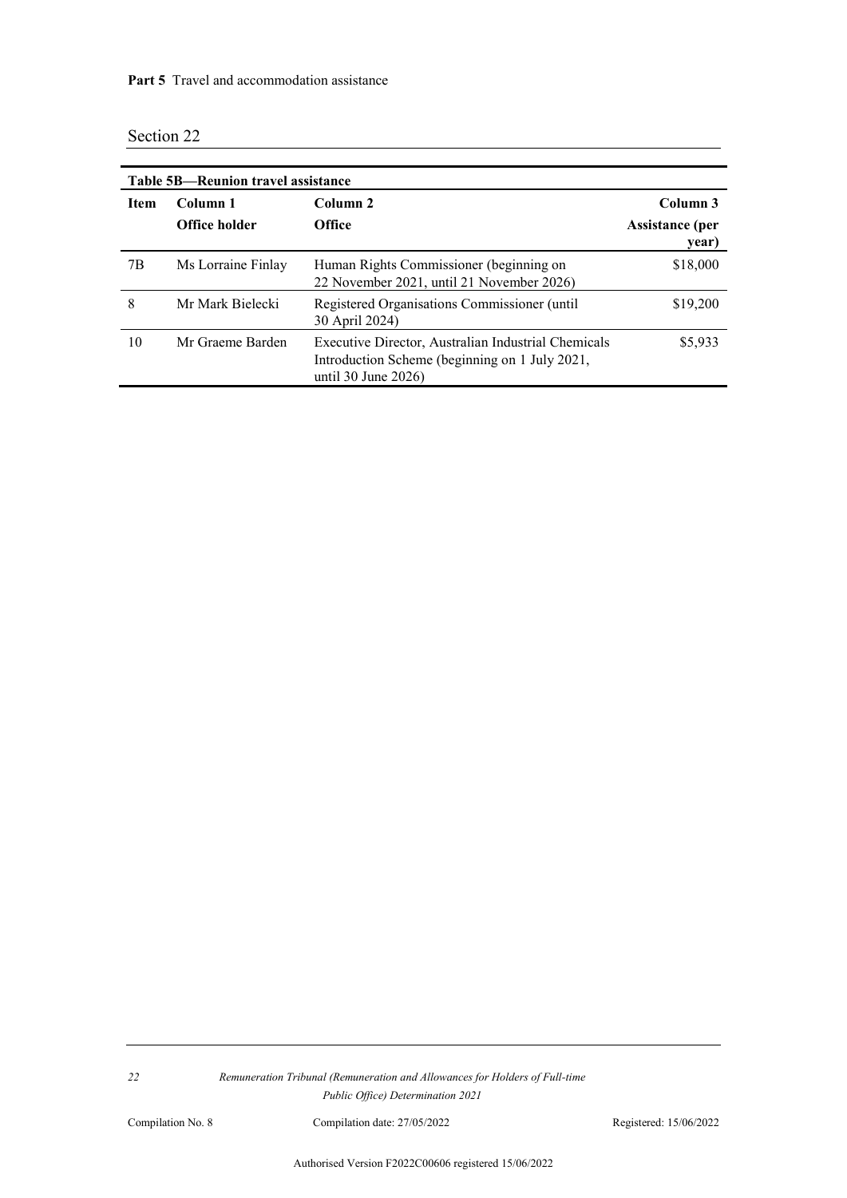**Table 5B—Reunion travel assistance**

| Item | Column 1<br>Office holder | Column 2<br>Office | Column 3<br>Assistance (per year) |
|---|---|---|---|
| 7B | Ms Lorraine Finlay | Human Rights Commissioner (beginning on 22 November 2021, until 21 November 2026) | $18,000 |
| 8 | Mr Mark Bielecki | Registered Organisations Commissioner (until 30 April 2024) | $19,200 |
| 10 | Mr Graeme Barden | Executive Director, Australian Industrial Chemicals Introduction Scheme (beginning on 1 July 2021, until 30 June 2026) | $5,933 |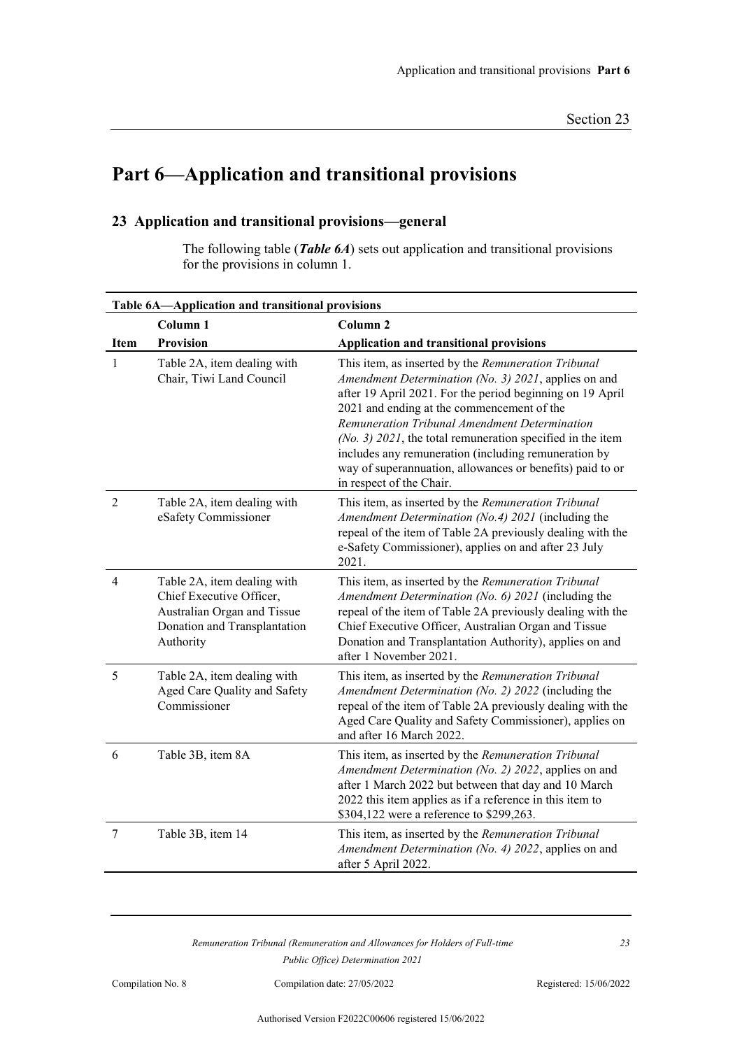# Part 6—Application and transitional provisions

## 23 Application and transitional provisions—general

The following table (***Table 6A***) sets out application and transitional provisions for the provisions in column 1.

**Table 6A—Application and transitional provisions**

| Item | Column 1<br>Provision | Column 2<br>Application and transitional provisions |
|---|---|---|
| 1 | Table 2A, item dealing with Chair, Tiwi Land Council | This item, as inserted by the *Remuneration Tribunal Amendment Determination (No. 3) 2021*, applies on and after 19 April 2021. For the period beginning on 19 April 2021 and ending at the commencement of the *Remuneration Tribunal Amendment Determination (No. 3) 2021*, the total remuneration specified in the item includes any remuneration (including remuneration by way of superannuation, allowances or benefits) paid to or in respect of the Chair. |
| 2 | Table 2A, item dealing with eSafety Commissioner | This item, as inserted by the *Remuneration Tribunal Amendment Determination (No.4) 2021* (including the repeal of the item of Table 2A previously dealing with the e-Safety Commissioner), applies on and after 23 July 2021. |
| 4 | Table 2A, item dealing with Chief Executive Officer, Australian Organ and Tissue Donation and Transplantation Authority | This item, as inserted by the *Remuneration Tribunal Amendment Determination (No. 6) 2021* (including the repeal of the item of Table 2A previously dealing with the Chief Executive Officer, Australian Organ and Tissue Donation and Transplantation Authority), applies on and after 1 November 2021. |
| 5 | Table 2A, item dealing with Aged Care Quality and Safety Commissioner | This item, as inserted by the *Remuneration Tribunal Amendment Determination (No. 2) 2022* (including the repeal of the item of Table 2A previously dealing with the Aged Care Quality and Safety Commissioner), applies on and after 16 March 2022. |
| 6 | Table 3B, item 8A | This item, as inserted by the *Remuneration Tribunal Amendment Determination (No. 2) 2022*, applies on and after 1 March 2022 but between that day and 10 March 2022 this item applies as if a reference in this item to \$304,122 were a reference to \$299,263. |
| 7 | Table 3B, item 14 | This item, as inserted by the *Remuneration Tribunal Amendment Determination (No. 4) 2022*, applies on and after 5 April 2022. |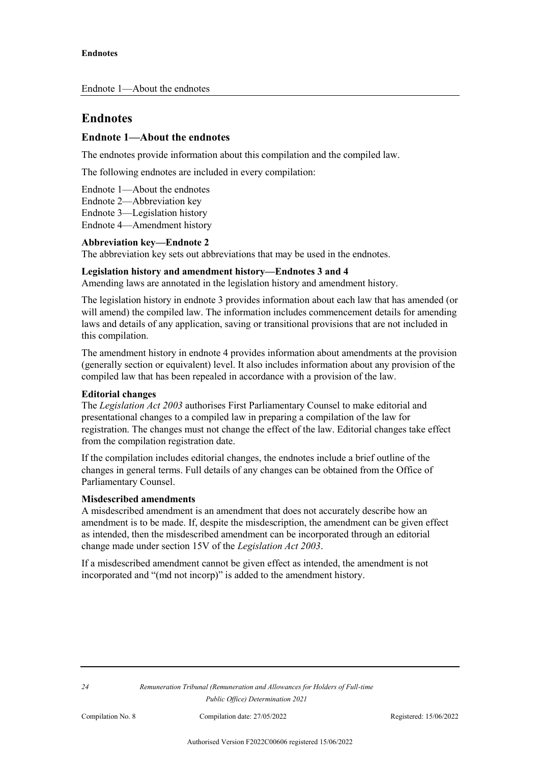# Endnotes

## Endnote 1—About the endnotes

The endnotes provide information about this compilation and the compiled law.

The following endnotes are included in every compilation:

Endnote 1—About the endnotes
Endnote 2—Abbreviation key
Endnote 3—Legislation history
Endnote 4—Amendment history

**Abbreviation key—Endnote 2**
The abbreviation key sets out abbreviations that may be used in the endnotes.

**Legislation history and amendment history—Endnotes 3 and 4**
Amending laws are annotated in the legislation history and amendment history.

The legislation history in endnote 3 provides information about each law that has amended (or will amend) the compiled law. The information includes commencement details for amending laws and details of any application, saving or transitional provisions that are not included in this compilation.

The amendment history in endnote 4 provides information about amendments at the provision (generally section or equivalent) level. It also includes information about any provision of the compiled law that has been repealed in accordance with a provision of the law.

**Editorial changes**
The *Legislation Act 2003* authorises First Parliamentary Counsel to make editorial and presentational changes to a compiled law in preparing a compilation of the law for registration. The changes must not change the effect of the law. Editorial changes take effect from the compilation registration date.

If the compilation includes editorial changes, the endnotes include a brief outline of the changes in general terms. Full details of any changes can be obtained from the Office of Parliamentary Counsel.

**Misdescribed amendments**
A misdescribed amendment is an amendment that does not accurately describe how an amendment is to be made. If, despite the misdescription, the amendment can be given effect as intended, then the misdescribed amendment can be incorporated through an editorial change made under section 15V of the *Legislation Act 2003*.

If a misdescribed amendment cannot be given effect as intended, the amendment is not incorporated and "(md not incorp)" is added to the amendment history.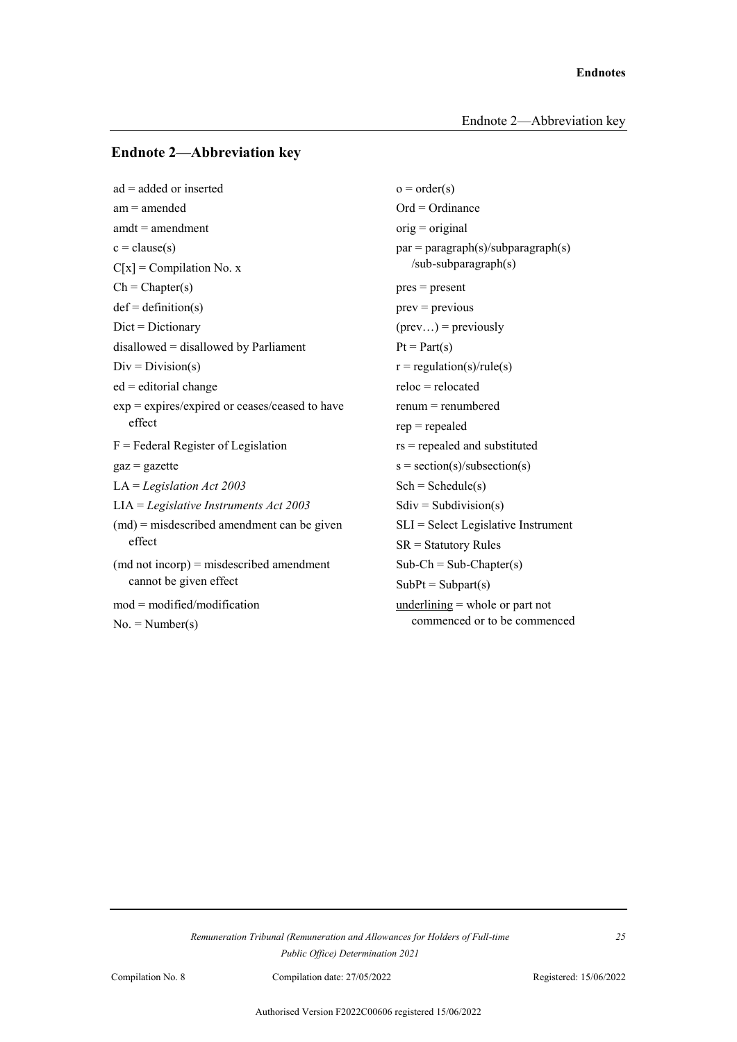## Endnote 2—Abbreviation key

ad = added or inserted

am = amended

amdt = amendment

c = clause(s)

C[x] = Compilation No. x

Ch = Chapter(s)

def = definition(s)

Dict = Dictionary

disallowed = disallowed by Parliament

Div = Division(s)

ed = editorial change

exp = expires/expired or ceases/ceased to have effect

F = Federal Register of Legislation

gaz = gazette

LA = *Legislation Act 2003*

LIA = *Legislative Instruments Act 2003*

(md) = misdescribed amendment can be given effect

(md not incorp) = misdescribed amendment cannot be given effect

mod = modified/modification

No. = Number(s)

o = order(s)

Ord = Ordinance

orig = original

par = paragraph(s)/subparagraph(s) /sub-subparagraph(s)

pres = present

prev = previous

(prev…) = previously

Pt = Part(s)

r = regulation(s)/rule(s)

reloc = relocated

renum = renumbered

rep = repealed

rs = repealed and substituted

s = section(s)/subsection(s)

Sch = Schedule(s)

Sdiv = Subdivision(s)

SLI = Select Legislative Instrument

SR = Statutory Rules

Sub-Ch = Sub-Chapter(s)

SubPt = Subpart(s)

<u>underlining</u> = whole or part not commenced or to be commenced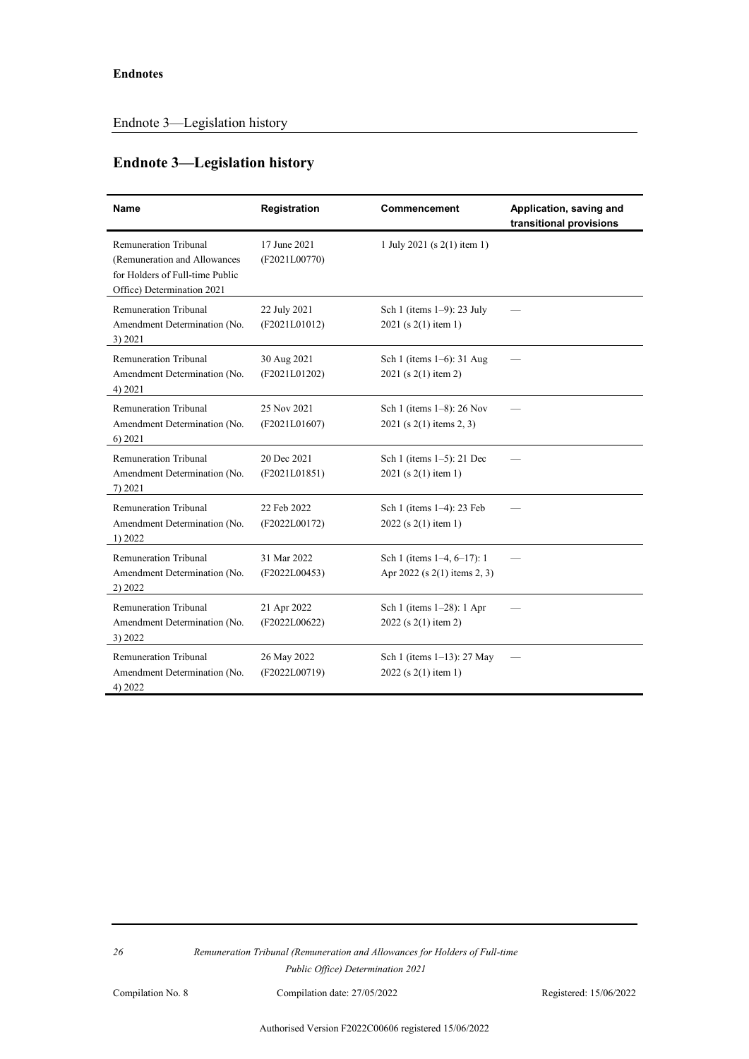## Endnote 3—Legislation history

| Name | Registration | Commencement | Application, saving and transitional provisions |
|---|---|---|---|
| Remuneration Tribunal (Remuneration and Allowances for Holders of Full-time Public Office) Determination 2021 | 17 June 2021 (F2021L00770) | 1 July 2021 (s 2(1) item 1) | |
| Remuneration Tribunal Amendment Determination (No. 3) 2021 | 22 July 2021 (F2021L01012) | Sch 1 (items 1–9): 23 July 2021 (s 2(1) item 1) | — |
| Remuneration Tribunal Amendment Determination (No. 4) 2021 | 30 Aug 2021 (F2021L01202) | Sch 1 (items 1–6): 31 Aug 2021 (s 2(1) item 2) | — |
| Remuneration Tribunal Amendment Determination (No. 6) 2021 | 25 Nov 2021 (F2021L01607) | Sch 1 (items 1–8): 26 Nov 2021 (s 2(1) items 2, 3) | — |
| Remuneration Tribunal Amendment Determination (No. 7) 2021 | 20 Dec 2021 (F2021L01851) | Sch 1 (items 1–5): 21 Dec 2021 (s 2(1) item 1) | — |
| Remuneration Tribunal Amendment Determination (No. 1) 2022 | 22 Feb 2022 (F2022L00172) | Sch 1 (items 1–4): 23 Feb 2022 (s 2(1) item 1) | — |
| Remuneration Tribunal Amendment Determination (No. 2) 2022 | 31 Mar 2022 (F2022L00453) | Sch 1 (items 1–4, 6–17): 1 Apr 2022 (s 2(1) items 2, 3) | — |
| Remuneration Tribunal Amendment Determination (No. 3) 2022 | 21 Apr 2022 (F2022L00622) | Sch 1 (items 1–28): 1 Apr 2022 (s 2(1) item 2) | — |
| Remuneration Tribunal Amendment Determination (No. 4) 2022 | 26 May 2022 (F2022L00719) | Sch 1 (items 1–13): 27 May 2022 (s 2(1) item 1) | — |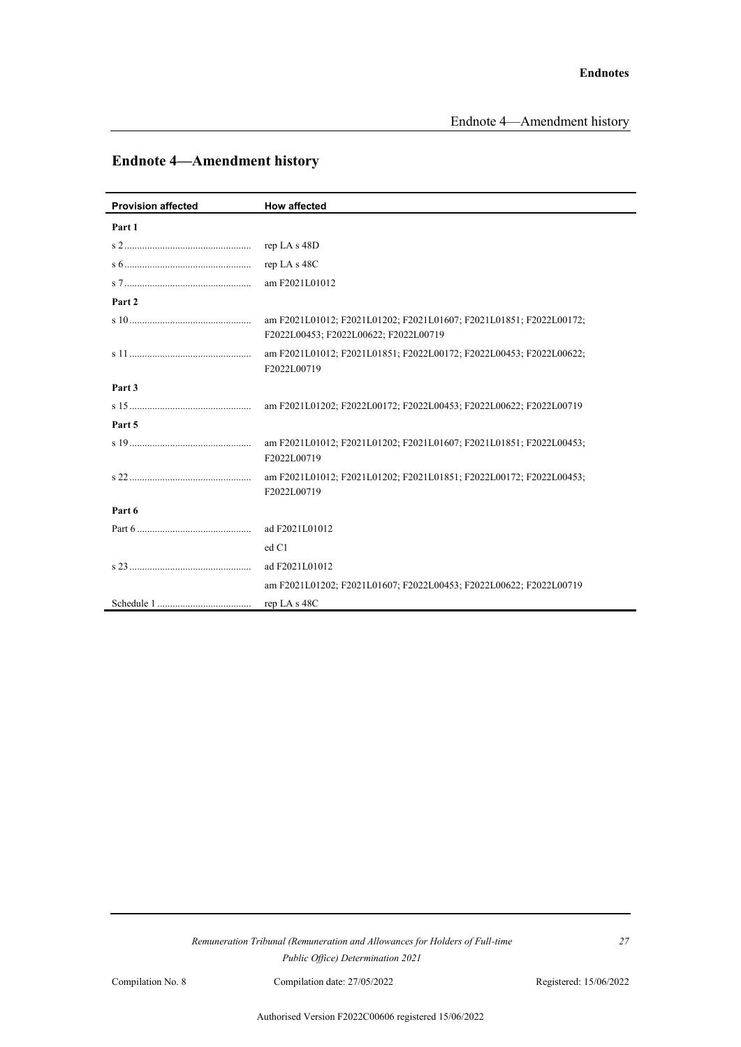## Endnote 4—Amendment history

| Provision affected | How affected |
| --- | --- |
| **Part 1** | |
| s 2 | rep LA s 48D |
| s 6 | rep LA s 48C |
| s 7 | am F2021L01012 |
| **Part 2** | |
| s 10 | am F2021L01012; F2021L01202; F2021L01607; F2021L01851; F2022L00172; F2022L00453; F2022L00622; F2022L00719 |
| s 11 | am F2021L01012; F2021L01851; F2022L00172; F2022L00453; F2022L00622; F2022L00719 |
| **Part 3** | |
| s 15 | am F2021L01202; F2022L00172; F2022L00453; F2022L00622; F2022L00719 |
| **Part 5** | |
| s 19 | am F2021L01012; F2021L01202; F2021L01607; F2021L01851; F2022L00453; F2022L00719 |
| s 22 | am F2021L01012; F2021L01202; F2021L01851; F2022L00172; F2022L00453; F2022L00719 |
| **Part 6** | |
| Part 6 | ad F2021L01012 |
| | ed C1 |
| s 23 | ad F2021L01012 |
| | am F2021L01202; F2021L01607; F2022L00453; F2022L00622; F2022L00719 |
| Schedule 1 | rep LA s 48C |